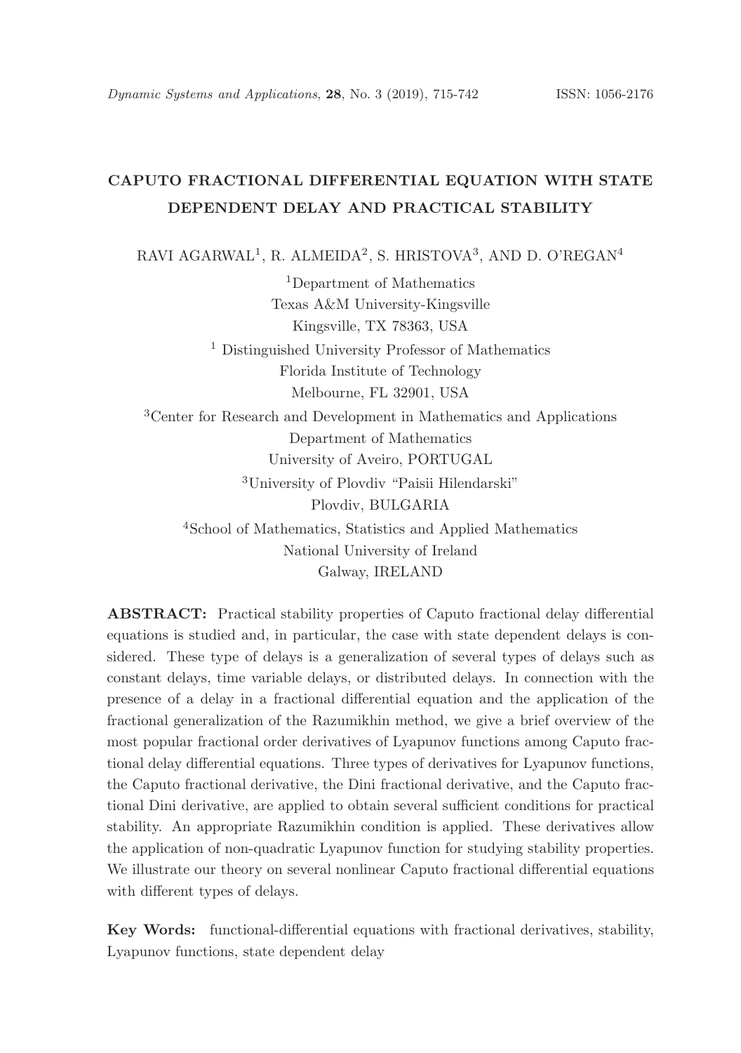# CAPUTO FRACTIONAL DIFFERENTIAL EQUATION WITH STATE DEPENDENT DELAY AND PRACTICAL STABILITY

RAVI AGARWAL[1], R. ALMEIDA[2], S. HRISTOVA[3], AND D. O'REGAN[4]

[1]Department of Mathematics
Texas A&M University-Kingsville
Kingsville, TX 78363, USA

[1] Distinguished University Professor of Mathematics
Florida Institute of Technology
Melbourne, FL 32901, USA

[3]Center for Research and Development in Mathematics and Applications
Department of Mathematics
University of Aveiro, PORTUGAL

[3]University of Plovdiv "Paisii Hilendarski"
Plovdiv, BULGARIA

[4]School of Mathematics, Statistics and Applied Mathematics
National University of Ireland
Galway, IRELAND

**ABSTRACT:** Practical stability properties of Caputo fractional delay differential equations is studied and, in particular, the case with state dependent delays is considered. These type of delays is a generalization of several types of delays such as constant delays, time variable delays, or distributed delays. In connection with the presence of a delay in a fractional differential equation and the application of the fractional generalization of the Razumikhin method, we give a brief overview of the most popular fractional order derivatives of Lyapunov functions among Caputo fractional delay differential equations. Three types of derivatives for Lyapunov functions, the Caputo fractional derivative, the Dini fractional derivative, and the Caputo fractional Dini derivative, are applied to obtain several sufficient conditions for practical stability. An appropriate Razumikhin condition is applied. These derivatives allow the application of non-quadratic Lyapunov function for studying stability properties. We illustrate our theory on several nonlinear Caputo fractional differential equations with different types of delays.

**Key Words:** functional-differential equations with fractional derivatives, stability, Lyapunov functions, state dependent delay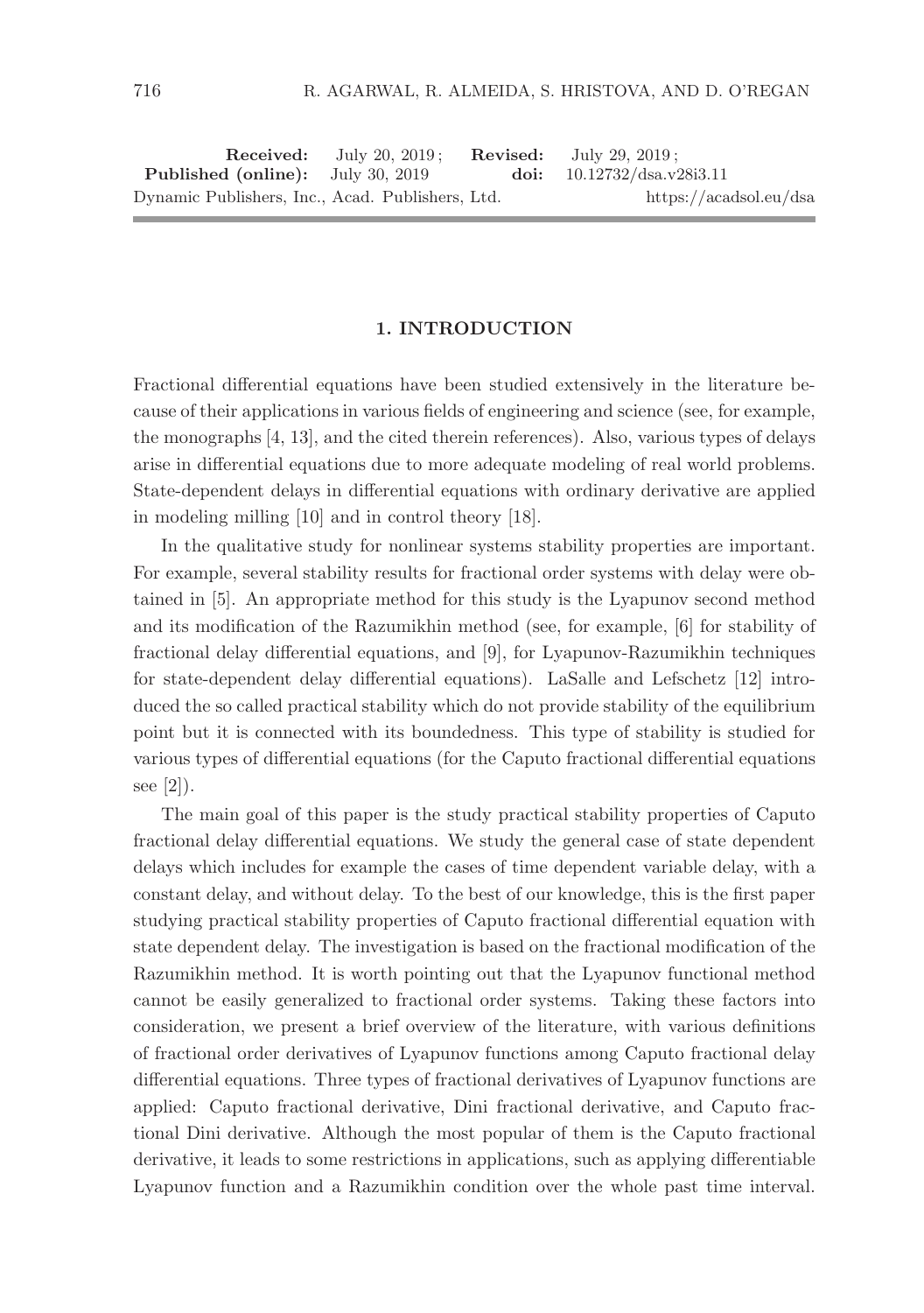Received: July 20, 2019 ; **Revised:** July 29, 2019 ;
**Published (online):** July 30, 2019 **doi:** 10.12732/dsa.v28i3.11
Dynamic Publishers, Inc., Acad. Publishers, Ltd. https://acadsol.eu/dsa

## 1. INTRODUCTION

Fractional differential equations have been studied extensively in the literature because of their applications in various fields of engineering and science (see, for example, the monographs [4, 13], and the cited therein references). Also, various types of delays arise in differential equations due to more adequate modeling of real world problems. State-dependent delays in differential equations with ordinary derivative are applied in modeling milling [10] and in control theory [18].

In the qualitative study for nonlinear systems stability properties are important. For example, several stability results for fractional order systems with delay were obtained in [5]. An appropriate method for this study is the Lyapunov second method and its modification of the Razumikhin method (see, for example, [6] for stability of fractional delay differential equations, and [9], for Lyapunov-Razumikhin techniques for state-dependent delay differential equations). LaSalle and Lefschetz [12] introduced the so called practical stability which do not provide stability of the equilibrium point but it is connected with its boundedness. This type of stability is studied for various types of differential equations (for the Caputo fractional differential equations see [2]).

The main goal of this paper is the study practical stability properties of Caputo fractional delay differential equations. We study the general case of state dependent delays which includes for example the cases of time dependent variable delay, with a constant delay, and without delay. To the best of our knowledge, this is the first paper studying practical stability properties of Caputo fractional differential equation with state dependent delay. The investigation is based on the fractional modification of the Razumikhin method. It is worth pointing out that the Lyapunov functional method cannot be easily generalized to fractional order systems. Taking these factors into consideration, we present a brief overview of the literature, with various definitions of fractional order derivatives of Lyapunov functions among Caputo fractional delay differential equations. Three types of fractional derivatives of Lyapunov functions are applied: Caputo fractional derivative, Dini fractional derivative, and Caputo fractional Dini derivative. Although the most popular of them is the Caputo fractional derivative, it leads to some restrictions in applications, such as applying differentiable Lyapunov function and a Razumikhin condition over the whole past time interval.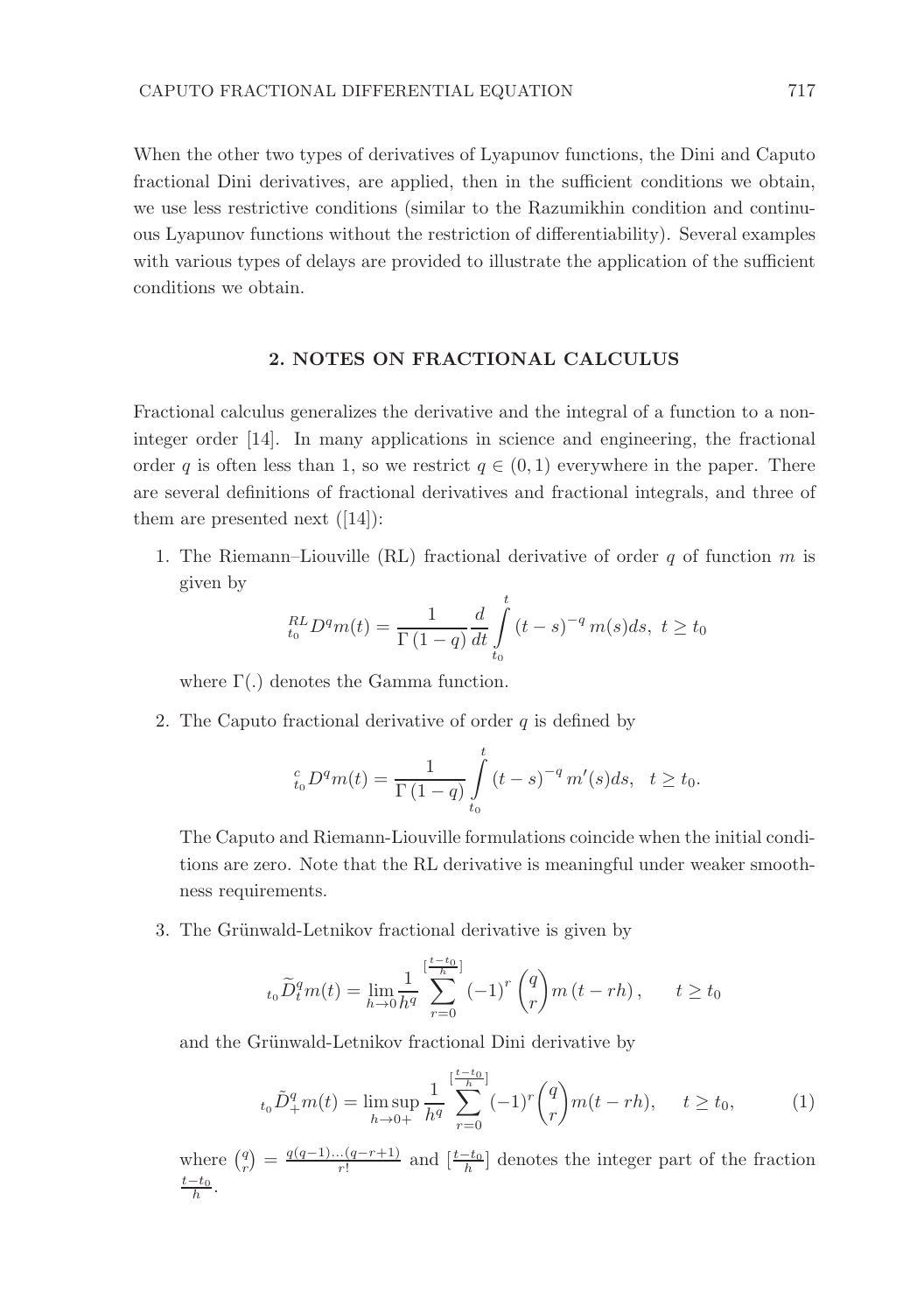When the other two types of derivatives of Lyapunov functions, the Dini and Caputo fractional Dini derivatives, are applied, then in the sufficient conditions we obtain, we use less restrictive conditions (similar to the Razumikhin condition and continuous Lyapunov functions without the restriction of differentiability). Several examples with various types of delays are provided to illustrate the application of the sufficient conditions we obtain.

## 2. NOTES ON FRACTIONAL CALCULUS

Fractional calculus generalizes the derivative and the integral of a function to a non-integer order [14]. In many applications in science and engineering, the fractional order $q$ is often less than 1, so we restrict $q \in (0,1)$ everywhere in the paper. There are several definitions of fractional derivatives and fractional integrals, and three of them are presented next ([14]):

1. The Riemann–Liouville (RL) fractional derivative of order $q$ of function $m$ is given by

$$ {}_{t_0}^{RL}D^q m(t) = \frac{1}{\Gamma(1-q)} \frac{d}{dt} \int_{t_0}^{t} (t-s)^{-q} m(s) ds, \; t \geq t_0 $$

   where $\Gamma(.)$ denotes the Gamma function.

2. The Caputo fractional derivative of order $q$ is defined by

$$ {}_{t_0}^{c}D^q m(t) = \frac{1}{\Gamma(1-q)} \int_{t_0}^{t} (t-s)^{-q} m'(s) ds, \quad t \geq t_0. $$

   The Caputo and Riemann-Liouville formulations coincide when the initial conditions are zero. Note that the RL derivative is meaningful under weaker smoothness requirements.

3. The Grünwald-Letnikov fractional derivative is given by

$$ {}_{t_0}\widetilde{D}_t^q m(t) = \lim_{h \to 0} \frac{1}{h^q} \sum_{r=0}^{[\frac{t-t_0}{h}]} (-1)^r \binom{q}{r} m(t - rh), \qquad t \geq t_0 $$

   and the Grünwald-Letnikov fractional Dini derivative by

$$ {}_{t_0}\tilde{D}_+^q m(t) = \limsup_{h \to 0+} \frac{1}{h^q} \sum_{r=0}^{[\frac{t-t_0}{h}]} (-1)^r \binom{q}{r} m(t-rh), \quad t \geq t_0, \tag{1} $$

   where $\binom{q}{r} = \frac{q(q-1)\dots(q-r+1)}{r!}$ and $[\frac{t-t_0}{h}]$ denotes the integer part of the fraction $\frac{t-t_0}{h}$.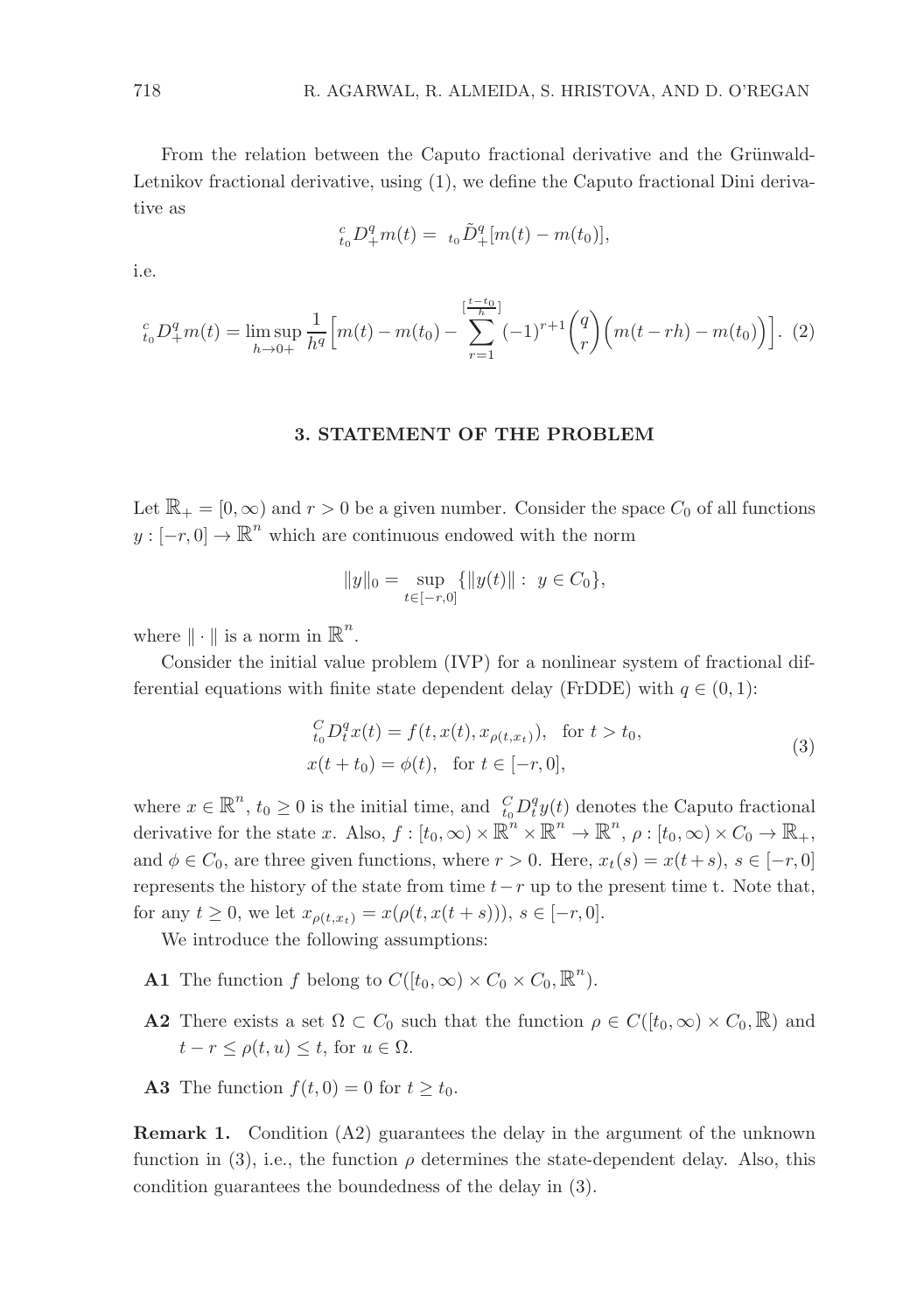From the relation between the Caputo fractional derivative and the Grünwald-Letnikov fractional derivative, using (1), we define the Caputo fractional Dini derivative as

$$ {}_{t_0}^{c}D_{+}^{q}m(t) = {}_{t_0}\tilde{D}_{+}^{q}[m(t) - m(t_0)], $$

i.e.

$$ {}_{t_0}^{c}D_{+}^{q}m(t) = \limsup_{h \to 0+} \frac{1}{h^q} \Big[ m(t) - m(t_0) - \sum_{r=1}^{[\frac{t-t_0}{h}]} (-1)^{r+1} \binom{q}{r} \Big( m(t - rh) - m(t_0) \Big) \Big]. \quad (2) $$

## 3. STATEMENT OF THE PROBLEM

Let $\mathbb{R}_+ = [0, \infty)$ and $r > 0$ be a given number. Consider the space $C_0$ of all functions $y : [-r, 0] \to \mathbb{R}^n$ which are continuous endowed with the norm

$$ \|y\|_0 = \sup_{t \in [-r,0]} \{ \|y(t)\| : \ y \in C_0 \}, $$

where $\| \cdot \|$ is a norm in $\mathbb{R}^n$.

Consider the initial value problem (IVP) for a nonlinear system of fractional differential equations with finite state dependent delay (FrDDE) with $q \in (0, 1)$:

$$ \begin{aligned} &{}_{t_0}^{C}D_t^q x(t) = f(t, x(t), x_{\rho(t,x_t)}), \quad \text{for } t > t_0, \\ &x(t + t_0) = \phi(t), \quad \text{for } t \in [-r, 0], \end{aligned} \quad (3) $$

where $x \in \mathbb{R}^n$, $t_0 \geq 0$ is the initial time, and ${}_{t_0}^{C}D_t^q y(t)$ denotes the Caputo fractional derivative for the state $x$. Also, $f : [t_0, \infty) \times \mathbb{R}^n \times \mathbb{R}^n \to \mathbb{R}^n$, $\rho : [t_0, \infty) \times C_0 \to \mathbb{R}_+$, and $\phi \in C_0$, are three given functions, where $r > 0$. Here, $x_t(s) = x(t+s)$, $s \in [-r, 0]$ represents the history of the state from time $t - r$ up to the present time t. Note that, for any $t \geq 0$, we let $x_{\rho(t,x_t)} = x(\rho(t, x(t + s)))$, $s \in [-r, 0]$.

We introduce the following assumptions:

- **A1** The function $f$ belong to $C([t_0, \infty) \times C_0 \times C_0, \mathbb{R}^n)$.
- **A2** There exists a set $\Omega \subset C_0$ such that the function $\rho \in C([t_0, \infty) \times C_0, \mathbb{R})$ and $t - r \leq \rho(t, u) \leq t$, for $u \in \Omega$.
- **A3** The function $f(t, 0) = 0$ for $t \geq t_0$.

**Remark 1.** Condition (A2) guarantees the delay in the argument of the unknown function in (3), i.e., the function $\rho$ determines the state-dependent delay. Also, this condition guarantees the boundedness of the delay in (3).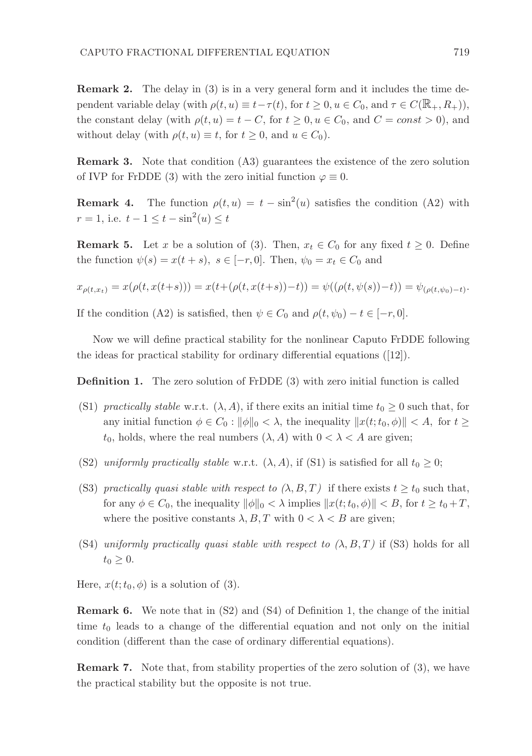**Remark 2.** The delay in (3) is in a very general form and it includes the time dependent variable delay (with $\rho(t,u) \equiv t-\tau(t)$, for $t \geq 0, u \in C_0$, and $\tau \in C(\mathbb{R}_+, R_+)$), the constant delay (with $\rho(t,u) = t - C$, for $t \geq 0, u \in C_0$, and $C = const > 0$), and without delay (with $\rho(t,u) \equiv t$, for $t \geq 0$, and $u \in C_0$).

**Remark 3.** Note that condition (A3) guarantees the existence of the zero solution of IVP for FrDDE (3) with the zero initial function $\varphi \equiv 0$.

**Remark 4.** The function $\rho(t,u) = t - \sin^2(u)$ satisfies the condition (A2) with $r = 1$, i.e. $t - 1 \leq t - \sin^2(u) \leq t$

**Remark 5.** Let $x$ be a solution of (3). Then, $x_t \in C_0$ for any fixed $t \geq 0$. Define the function $\psi(s) = x(t+s),\ s \in [-r, 0]$. Then, $\psi_0 = x_t \in C_0$ and

$$x_{\rho(t,x_t)} = x(\rho(t, x(t+s))) = x(t+(\rho(t,x(t+s))-t)) = \psi((\rho(t,\psi(s))-t)) = \psi_{(\rho(t,\psi_0)-t)}.$$

If the condition (A2) is satisfied, then $\psi \in C_0$ and $\rho(t,\psi_0) - t \in [-r, 0]$.

Now we will define practical stability for the nonlinear Caputo FrDDE following the ideas for practical stability for ordinary differential equations ([12]).

**Definition 1.** The zero solution of FrDDE (3) with zero initial function is called

- (S1) *practically stable* w.r.t. $(\lambda, A)$, if there exits an initial time $t_0 \geq 0$ such that, for any initial function $\phi \in C_0 : \|\phi\|_0 < \lambda$, the inequality $\|x(t; t_0, \phi)\| < A$, for $t \geq t_0$, holds, where the real numbers $(\lambda, A)$ with $0 < \lambda < A$ are given;
- (S2) *uniformly practically stable* w.r.t. $(\lambda, A)$, if (S1) is satisfied for all $t_0 \geq 0$;
- (S3) *practically quasi stable with respect to $(\lambda, B, T)$* if there exists $t \geq t_0$ such that, for any $\phi \in C_0$, the inequality $\|\phi\|_0 < \lambda$ implies $\|x(t; t_0, \phi)\| < B$, for $t \geq t_0 + T$, where the positive constants $\lambda, B, T$ with $0 < \lambda < B$ are given;
- (S4) *uniformly practically quasi stable with respect to $(\lambda, B, T)$* if (S3) holds for all $t_0 \geq 0$.

Here, $x(t; t_0, \phi)$ is a solution of (3).

**Remark 6.** We note that in (S2) and (S4) of Definition 1, the change of the initial time $t_0$ leads to a change of the differential equation and not only on the initial condition (different than the case of ordinary differential equations).

**Remark 7.** Note that, from stability properties of the zero solution of (3), we have the practical stability but the opposite is not true.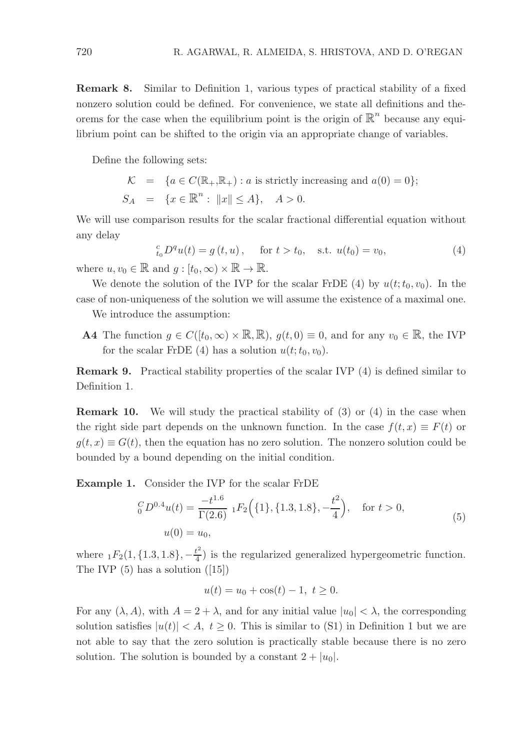**Remark 8.** Similar to Definition 1, various types of practical stability of a fixed nonzero solution could be defined. For convenience, we state all definitions and theorems for the case when the equilibrium point is the origin of $\mathbb{R}^n$ because any equilibrium point can be shifted to the origin via an appropriate change of variables.

Define the following sets:

$$
\begin{aligned}
\mathcal{K} &= \{a \in C(\mathbb{R}_+, \mathbb{R}_+) : a \text{ is strictly increasing and } a(0) = 0\};\\
S_A &= \{x \in \mathbb{R}^n : \|x\| \leq A\}, \quad A > 0.
\end{aligned}
$$

We will use comparison results for the scalar fractional differential equation without any delay

$$
{}_{t_0}^{c}D^q u(t) = g\left(t, u\right), \quad \text{for } t > t_0, \quad \text{s.t. } u(t_0) = v_0, \tag{4}
$$

where $u, v_0 \in \mathbb{R}$ and $g : [t_0, \infty) \times \mathbb{R} \to \mathbb{R}$.

We denote the solution of the IVP for the scalar FrDE (4) by $u(t; t_0, v_0)$. In the case of non-uniqueness of the solution we will assume the existence of a maximal one.

We introduce the assumption:

**A4** The function $g \in C([t_0, \infty) \times \mathbb{R}, \mathbb{R})$, $g(t, 0) \equiv 0$, and for any $v_0 \in \mathbb{R}$, the IVP for the scalar FrDE (4) has a solution $u(t; t_0, v_0)$.

**Remark 9.** Practical stability properties of the scalar IVP (4) is defined similar to Definition 1.

**Remark 10.** We will study the practical stability of (3) or (4) in the case when the right side part depends on the unknown function. In the case $f(t, x) \equiv F(t)$ or $g(t, x) \equiv G(t)$, then the equation has no zero solution. The nonzero solution could be bounded by a bound depending on the initial condition.

**Example 1.** Consider the IVP for the scalar FrDE

$$
\begin{aligned}
{}_{0}^{C}D^{0.4}u(t) &= \frac{-t^{1.6}}{\Gamma(2.6)}\ {}_1F_2\Big(\{1\}, \{1.3, 1.8\}, -\frac{t^2}{4}\Big), \quad \text{for } t > 0,\\
u(0) &= u_0,
\end{aligned} \tag{5}
$$

where ${}_1F_2(1, \{1.3, 1.8\}, -\frac{t^2}{4})$ is the regularized generalized hypergeometric function. The IVP (5) has a solution ([15])

$$
u(t) = u_0 + \cos(t) - 1, \ t \geq 0.
$$

For any $(\lambda, A)$, with $A = 2 + \lambda$, and for any initial value $|u_0| < \lambda$, the corresponding solution satisfies $|u(t)| < A, \ t \geq 0$. This is similar to (S1) in Definition 1 but we are not able to say that the zero solution is practically stable because there is no zero solution. The solution is bounded by a constant $2 + |u_0|$.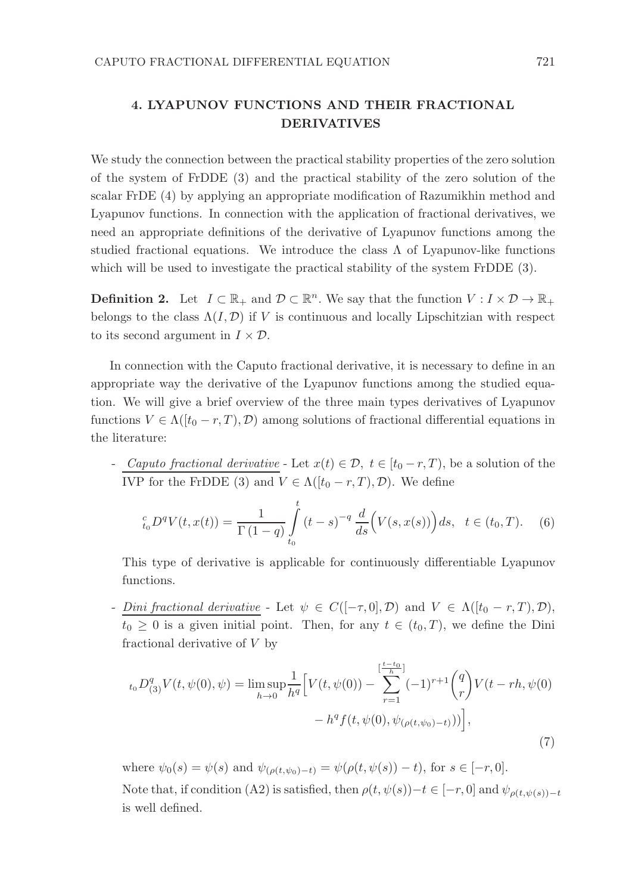## 4. LYAPUNOV FUNCTIONS AND THEIR FRACTIONAL DERIVATIVES

We study the connection between the practical stability properties of the zero solution of the system of FrDDE (3) and the practical stability of the zero solution of the scalar FrDE (4) by applying an appropriate modification of Razumikhin method and Lyapunov functions. In connection with the application of fractional derivatives, we need an appropriate definitions of the derivative of Lyapunov functions among the studied fractional equations. We introduce the class $\Lambda$ of Lyapunov-like functions which will be used to investigate the practical stability of the system FrDDE (3).

**Definition 2.** Let $I \subset \mathbb{R}_+$ and $\mathcal{D} \subset \mathbb{R}^n$. We say that the function $V : I \times \mathcal{D} \to \mathbb{R}_+$ belongs to the class $\Lambda(I, \mathcal{D})$ if $V$ is continuous and locally Lipschitzian with respect to its second argument in $I \times \mathcal{D}$.

In connection with the Caputo fractional derivative, it is necessary to define in an appropriate way the derivative of the Lyapunov functions among the studied equation. We will give a brief overview of the three main types derivatives of Lyapunov functions $V \in \Lambda([t_0 - r, T), \mathcal{D})$ among solutions of fractional differential equations in the literature:

- *Caputo fractional derivative* - Let $x(t) \in \mathcal{D},\ t \in [t_0 - r, T)$, be a solution of the IVP for the FrDDE (3) and $V \in \Lambda([t_0 - r, T), \mathcal{D})$. We define

$$
{}_{t_0}^{c}D^q V(t, x(t)) = \frac{1}{\Gamma(1-q)} \int_{t_0}^{t} (t-s)^{-q} \frac{d}{ds}\Big(V(s, x(s))\Big) ds, \quad t \in (t_0, T). \tag{6}
$$

  This type of derivative is applicable for continuously differentiable Lyapunov functions.

- *Dini fractional derivative* - Let $\psi \in C([-\tau, 0], \mathcal{D})$ and $V \in \Lambda([t_0 - r, T), \mathcal{D})$, $t_0 \geq 0$ is a given initial point. Then, for any $t \in (t_0, T)$, we define the Dini fractional derivative of $V$ by

$$
\begin{aligned}
{}_{t_0}D^q_{(3)} V(t, \psi(0), \psi) = \limsup_{h \to 0} \frac{1}{h^q} \Big[ V(t, \psi(0)) - \sum_{r=1}^{\left[\frac{t-t_0}{h}\right]} (-1)^{r+1} \binom{q}{r} V(t - rh, \psi(0) \\
- h^q f(t, \psi(0), \psi_{(\rho(t,\psi_0)-t)})) \Big],
\end{aligned} \tag{7}
$$

  where $\psi_0(s) = \psi(s)$ and $\psi_{(\rho(t,\psi_0)-t)} = \psi(\rho(t, \psi(s)) - t)$, for $s \in [-r, 0]$.

  Note that, if condition (A2) is satisfied, then $\rho(t, \psi(s)) - t \in [-r, 0]$ and $\psi_{\rho(t,\psi(s))-t}$ is well defined.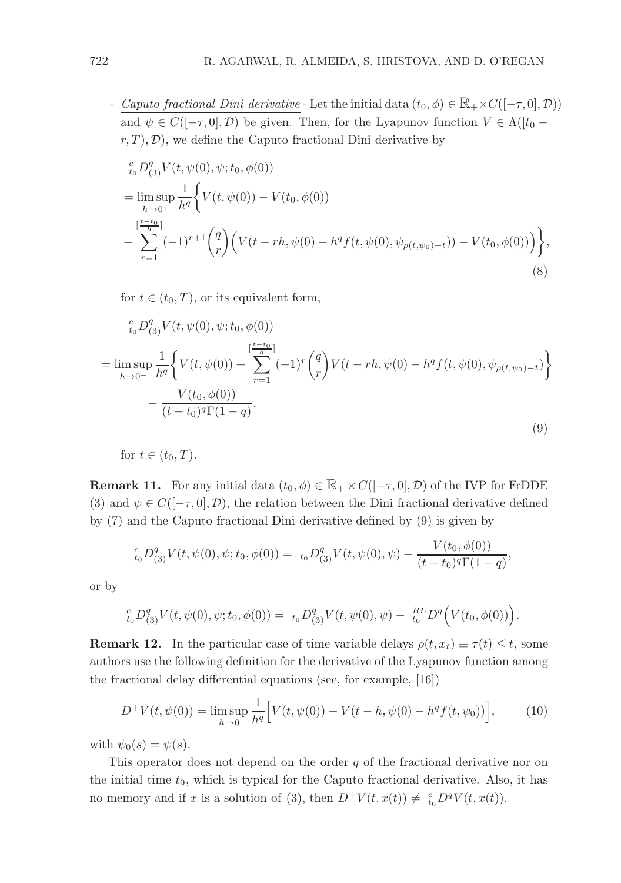- <u>*Caputo fractional Dini derivative*</u> - Let the initial data $(t_0, \phi) \in \mathbb{R}_+ \times C([-\tau, 0], \mathcal{D}))$ and $\psi \in C([-\tau, 0], \mathcal{D})$ be given. Then, for the Lyapunov function $V \in \Lambda([t_0 - r, T), \mathcal{D})$, we define the Caputo fractional Dini derivative by

$$
\begin{aligned}
&{}_{t_0}^{c}D_{(3)}^{q} V(t, \psi(0), \psi; t_0, \phi(0)) \\
&= \limsup_{h \to 0^+} \frac{1}{h^q} \bigg\{ V(t, \psi(0)) - V(t_0, \phi(0)) \\
&- \sum_{r=1}^{[\frac{t-t_0}{h}]} (-1)^{r+1} \binom{q}{r} \Big( V(t - rh, \psi(0) - h^q f(t, \psi(0), \psi_{\rho(t,\psi_0)-t})) - V(t_0, \phi(0)) \Big) \bigg\},
\end{aligned} \tag{8}
$$

for $t \in (t_0, T)$, or its equivalent form,

$$
\begin{aligned}
&{}_{t_0}^{c}D_{(3)}^{q} V(t, \psi(0), \psi; t_0, \phi(0)) \\
&= \limsup_{h \to 0^+} \frac{1}{h^q} \bigg\{ V(t, \psi(0)) + \sum_{r=1}^{[\frac{t-t_0}{h}]} (-1)^{r} \binom{q}{r} V(t - rh, \psi(0) - h^q f(t, \psi(0), \psi_{\rho(t,\psi_0)-t}) \bigg\} \\
&\quad - \frac{V(t_0, \phi(0))}{(t - t_0)^q \Gamma(1-q)},
\end{aligned} \tag{9}
$$

for $t \in (t_0, T)$.

**Remark 11.** For any initial data $(t_0, \phi) \in \mathbb{R}_+ \times C([-\tau, 0], \mathcal{D})$ of the IVP for FrDDE (3) and $\psi \in C([-\tau, 0], \mathcal{D})$, the relation between the Dini fractional derivative defined by (7) and the Caputo fractional Dini derivative defined by (9) is given by

$$
{}_{t_0}^{c}D_{(3)}^{q} V(t, \psi(0), \psi; t_0, \phi(0)) = {}_{t_0}D_{(3)}^{q} V(t, \psi(0), \psi) - \frac{V(t_0, \phi(0))}{(t - t_0)^q \Gamma(1-q)},
$$

or by

$$
{}_{t_0}^{c}D_{(3)}^{q} V(t, \psi(0), \psi; t_0, \phi(0)) = {}_{t_0}D_{(3)}^{q} V(t, \psi(0), \psi) - {}_{t_0}^{RL}D^{q} \Big( V(t_0, \phi(0)) \Big).
$$

**Remark 12.** In the particular case of time variable delays $\rho(t, x_t) \equiv \tau(t) \leq t$, some authors use the following definition for the derivative of the Lyapunov function among the fractional delay differential equations (see, for example, [16])

$$
D^+ V(t, \psi(0)) = \limsup_{h \to 0} \frac{1}{h^q} \Big[ V(t, \psi(0)) - V(t - h, \psi(0) - h^q f(t, \psi_0)) \Big], \tag{10}
$$

with $\psi_0(s) = \psi(s)$.

This operator does not depend on the order $q$ of the fractional derivative nor on the initial time $t_0$, which is typical for the Caputo fractional derivative. Also, it has no memory and if $x$ is a solution of (3), then $D^+ V(t, x(t)) \neq {}_{t_0}^{c}D^{q} V(t, x(t))$.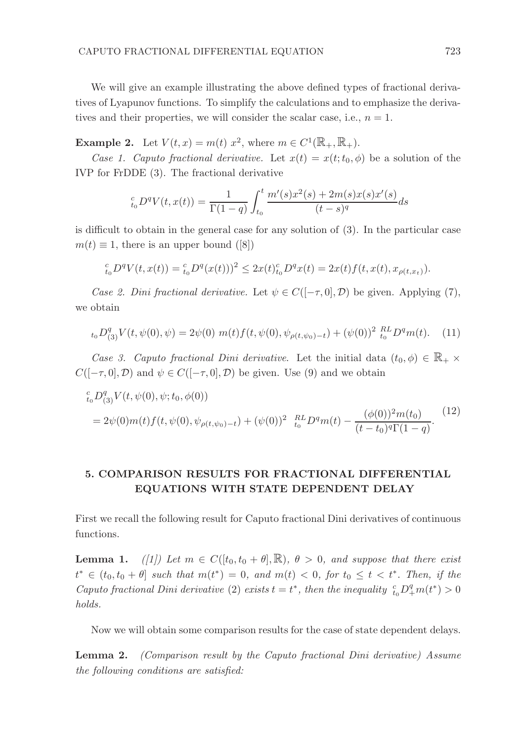We will give an example illustrating the above defined types of fractional derivatives of Lyapunov functions. To simplify the calculations and to emphasize the derivatives and their properties, we will consider the scalar case, i.e., $n = 1$.

**Example 2.** Let $V(t, x) = m(t)\ x^2$, where $m \in C^1(\mathbb{R}_+, \mathbb{R}_+)$.

*Case 1. Caputo fractional derivative.* Let $x(t) = x(t; t_0, \phi)$ be a solution of the IVP for FrDDE (3). The fractional derivative

$$ {}_{t_0}^{c}D^q V(t, x(t)) = \frac{1}{\Gamma(1-q)} \int_{t_0}^{t} \frac{m'(s)x^2(s) + 2m(s)x(s)x'(s)}{(t-s)^q} ds $$

is difficult to obtain in the general case for any solution of (3). In the particular case $m(t) \equiv 1$, there is an upper bound ([8])

$$ {}_{t_0}^{c}D^q V(t, x(t)) = {}_{t_0}^{c}D^q (x(t)))^2 \leq 2x(t) {}_{t_0}^{c}D^q x(t) = 2x(t) f(t, x(t), x_{\rho(t, x_t)}). $$

*Case 2. Dini fractional derivative.* Let $\psi \in C([-\tau, 0], \mathcal{D})$ be given. Applying (7), we obtain

$$ {}_{t_0}D^q_{(3)} V(t, \psi(0), \psi) = 2\psi(0)\ m(t) f(t, \psi(0), \psi_{\rho(t, \psi_0) - t}) + (\psi(0))^2\ {}_{t_0}^{RL}D^q m(t). \tag{11} $$

*Case 3. Caputo fractional Dini derivative.* Let the initial data $(t_0, \phi) \in \mathbb{R}_+ \times C([-\tau, 0], \mathcal{D})$ and $\psi \in C([-\tau, 0], \mathcal{D})$ be given. Use (9) and we obtain

$$ \begin{aligned} &{}_{t_0}^{c}D^q_{(3)} V(t, \psi(0), \psi; t_0, \phi(0)) \\ &= 2\psi(0) m(t) f(t, \psi(0), \psi_{\rho(t, \psi_0) - t}) + (\psi(0))^2\ {}_{t_0}^{RL}D^q m(t) - \frac{(\phi(0))^2 m(t_0)}{(t - t_0)^q \Gamma(1-q)}. \end{aligned} \tag{12} $$

## 5. COMPARISON RESULTS FOR FRACTIONAL DIFFERENTIAL EQUATIONS WITH STATE DEPENDENT DELAY

First we recall the following result for Caputo fractional Dini derivatives of continuous functions.

**Lemma 1.** *([1]) Let $m \in C([t_0, t_0 + \theta], \mathbb{R})$, $\theta > 0$, and suppose that there exist $t^* \in (t_0, t_0 + \theta]$ such that $m(t^*) = 0$, and $m(t) < 0$, for $t_0 \leq t < t^*$. Then, if the Caputo fractional Dini derivative* (2) *exists $t = t^*$, then the inequality ${}_{t_0}^{c}D^q_+ m(t^*) > 0$ holds.*

Now we will obtain some comparison results for the case of state dependent delays.

**Lemma 2.** *(Comparison result by the Caputo fractional Dini derivative) Assume the following conditions are satisfied:*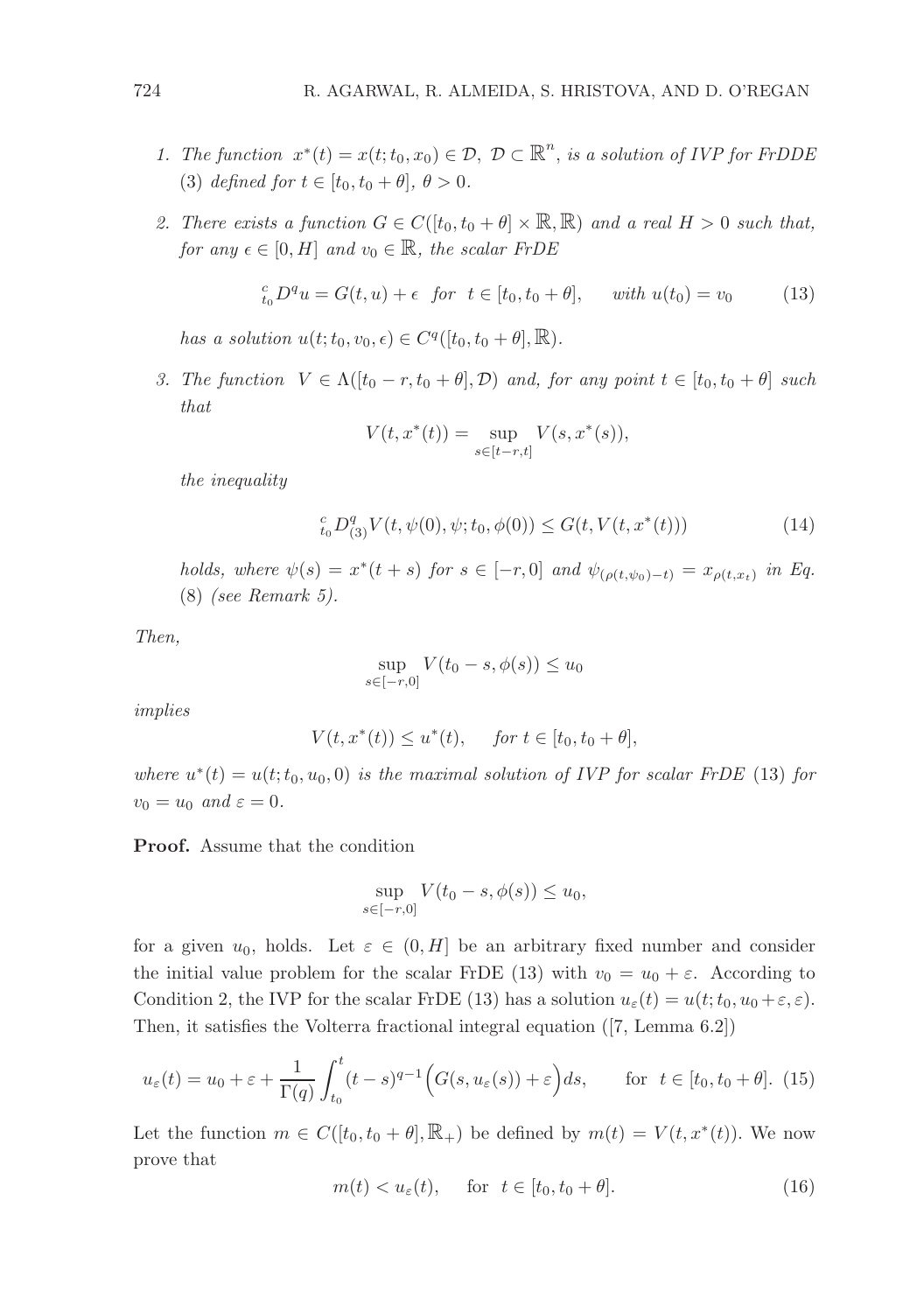1. *The function* $x^*(t) = x(t; t_0, x_0) \in \mathcal{D}$, $\mathcal{D} \subset \mathbb{R}^n$, *is a solution of IVP for FrDDE* (3) *defined for* $t \in [t_0, t_0 + \theta]$, $\theta > 0$.

2. *There exists a function* $G \in C([t_0, t_0 + \theta] \times \mathbb{R}, \mathbb{R})$ *and a real* $H > 0$ *such that, for any* $\epsilon \in [0, H]$ *and* $v_0 \in \mathbb{R}$, *the scalar FrDE*

$$ {}_{t_0}^{c}D^q u = G(t, u) + \epsilon \quad for \quad t \in [t_0, t_0 + \theta], \qquad with \ u(t_0) = v_0 \tag{13}$$

*has a solution* $u(t; t_0, v_0, \epsilon) \in C^q([t_0, t_0 + \theta], \mathbb{R})$.

3. *The function* $V \in \Lambda([t_0 - r, t_0 + \theta], \mathcal{D})$ *and, for any point* $t \in [t_0, t_0 + \theta]$ *such that*

$$V(t, x^*(t)) = \sup_{s \in [t-r, t]} V(s, x^*(s)),$$

*the inequality*

$$ {}_{t_0}^{c}D_{(3)}^q V(t, \psi(0), \psi; t_0, \phi(0)) \leq G(t, V(t, x^*(t))) \tag{14}$$

*holds, where* $\psi(s) = x^*(t + s)$ *for* $s \in [-r, 0]$ *and* $\psi_{(\rho(t,\psi_0)-t)} = x_{\rho(t,x_t)}$ *in Eq.* (8) *(see Remark 5).*

*Then,*

$$\sup_{s \in [-r, 0]} V(t_0 - s, \phi(s)) \leq u_0$$

*implies*

$$V(t, x^*(t)) \leq u^*(t), \qquad for \ t \in [t_0, t_0 + \theta],$$

*where* $u^*(t) = u(t; t_0, u_0, 0)$ *is the maximal solution of IVP for scalar FrDE* (13) *for* $v_0 = u_0$ *and* $\varepsilon = 0$.

**Proof.** Assume that the condition

$$\sup_{s \in [-r, 0]} V(t_0 - s, \phi(s)) \leq u_0,$$

for a given $u_0$, holds. Let $\varepsilon \in (0, H]$ be an arbitrary fixed number and consider the initial value problem for the scalar FrDE (13) with $v_0 = u_0 + \varepsilon$. According to Condition 2, the IVP for the scalar FrDE (13) has a solution $u_\varepsilon(t) = u(t; t_0, u_0 + \varepsilon, \varepsilon)$. Then, it satisfies the Volterra fractional integral equation ([7, Lemma 6.2])

$$u_\varepsilon(t) = u_0 + \varepsilon + \frac{1}{\Gamma(q)} \int_{t_0}^{t} (t - s)^{q-1} \Big( G(s, u_\varepsilon(s)) + \varepsilon \Big) ds, \qquad \text{for} \ \ t \in [t_0, t_0 + \theta]. \tag{15}$$

Let the function $m \in C([t_0, t_0 + \theta], \mathbb{R}_+)$ be defined by $m(t) = V(t, x^*(t))$. We now prove that

$$m(t) < u_\varepsilon(t), \qquad \text{for} \ \ t \in [t_0, t_0 + \theta]. \tag{16}$$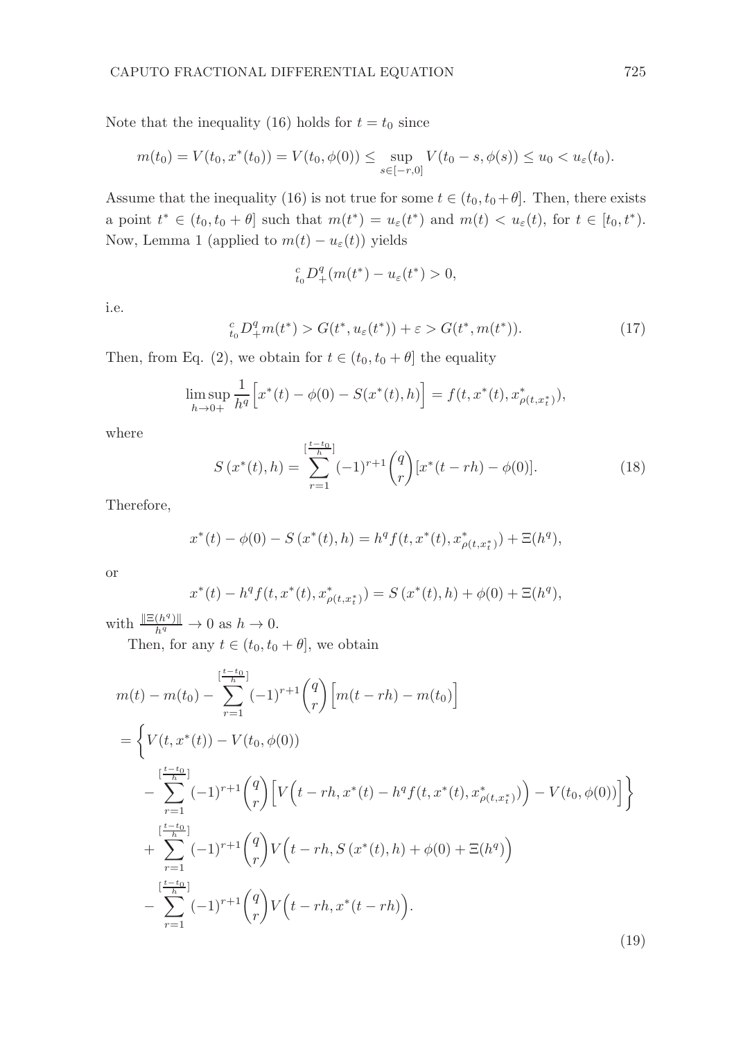Note that the inequality (16) holds for $t = t_0$ since

$$m(t_0) = V(t_0, x^*(t_0)) = V(t_0, \phi(0)) \leq \sup_{s \in [-r,0]} V(t_0 - s, \phi(s)) \leq u_0 < u_\varepsilon(t_0).$$

Assume that the inequality (16) is not true for some $t \in (t_0, t_0 + \theta]$. Then, there exists a point $t^* \in (t_0, t_0 + \theta]$ such that $m(t^*) = u_\varepsilon(t^*)$ and $m(t) < u_\varepsilon(t)$, for $t \in [t_0, t^*)$. Now, Lemma 1 (applied to $m(t) - u_\varepsilon(t)$) yields

$${}_{t_0}^{c}D_+^q (m(t^*) - u_\varepsilon(t^*)) > 0,$$

i.e.

$${}_{t_0}^{c}D_+^q m(t^*) > G(t^*, u_\varepsilon(t^*)) + \varepsilon > G(t^*, m(t^*)). \tag{17}$$

Then, from Eq. (2), we obtain for $t \in (t_0, t_0 + \theta]$ the equality

$$\limsup_{h \to 0+} \frac{1}{h^q} \Big[ x^*(t) - \phi(0) - S(x^*(t), h) \Big] = f(t, x^*(t), x^*_{\rho(t, x^*_t)}),$$

where

$$S\left(x^*(t), h\right) = \sum_{r=1}^{[\frac{t-t_0}{h}]} (-1)^{r+1} \binom{q}{r} [x^*(t - rh) - \phi(0)]. \tag{18}$$

Therefore,

$$x^*(t) - \phi(0) - S\left(x^*(t), h\right) = h^q f(t, x^*(t), x^*_{\rho(t, x^*_t)}) + \Xi(h^q),$$

or

$$x^*(t) - h^q f(t, x^*(t), x^*_{\rho(t, x^*_t)}) = S\left(x^*(t), h\right) + \phi(0) + \Xi(h^q),$$

with $\frac{\|\Xi(h^q)\|}{h^q} \to 0$ as $h \to 0$.

Then, for any $t \in (t_0, t_0 + \theta]$, we obtain

$$\begin{aligned}
& m(t) - m(t_0) - \sum_{r=1}^{[\frac{t-t_0}{h}]} (-1)^{r+1} \binom{q}{r} \Big[ m(t - rh) - m(t_0) \Big] \\
& = \Bigg\{ V(t, x^*(t)) - V(t_0, \phi(0)) \\
& \quad - \sum_{r=1}^{[\frac{t-t_0}{h}]} (-1)^{r+1} \binom{q}{r} \Big[ V\Big(t - rh, x^*(t) - h^q f(t, x^*(t), x^*_{\rho(t, x^*_t)})\Big) - V(t_0, \phi(0)) \Big] \Bigg\} \\
& \quad + \sum_{r=1}^{[\frac{t-t_0}{h}]} (-1)^{r+1} \binom{q}{r} V\Big(t - rh, S\left(x^*(t), h\right) + \phi(0) + \Xi(h^q)\Big) \\
& \quad - \sum_{r=1}^{[\frac{t-t_0}{h}]} (-1)^{r+1} \binom{q}{r} V\Big(t - rh, x^*(t - rh)\Big).
\end{aligned} \tag{19}$$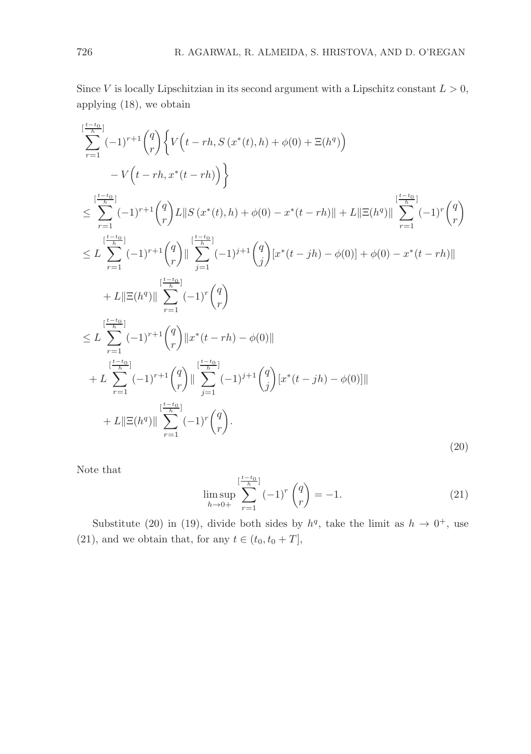Since $V$ is locally Lipschitzian in its second argument with a Lipschitz constant $L > 0$, applying (18), we obtain

$$
\begin{aligned}
&\sum_{r=1}^{[\frac{t-t_0}{h}]} (-1)^{r+1} \binom{q}{r} \Big\{ V\Big(t-rh, S\left(x^*(t), h\right) + \phi(0) + \Xi(h^q)\Big) \\
&\qquad - V\Big(t-rh, x^*(t-rh)\Big)\Big\} \\
&\leq \sum_{r=1}^{[\frac{t-t_0}{h}]} (-1)^{r+1} \binom{q}{r} L \| S\left(x^*(t), h\right) + \phi(0) - x^*(t-rh)\| + L\|\Xi(h^q)\| \sum_{r=1}^{[\frac{t-t_0}{h}]} (-1)^r \binom{q}{r} \\
&\leq L \sum_{r=1}^{[\frac{t-t_0}{h}]} (-1)^{r+1} \binom{q}{r} \| \sum_{j=1}^{[\frac{t-t_0}{h}]} (-1)^{j+1} \binom{q}{j} [x^*(t-jh) - \phi(0)] + \phi(0) - x^*(t-rh)\| \\
&\quad + L\|\Xi(h^q)\| \sum_{r=1}^{[\frac{t-t_0}{h}]} (-1)^r \binom{q}{r} \\
&\leq L \sum_{r=1}^{[\frac{t-t_0}{h}]} (-1)^{r+1} \binom{q}{r} \| x^*(t-rh) - \phi(0)\| \\
&\quad + L \sum_{r=1}^{[\frac{t-t_0}{h}]} (-1)^{r+1} \binom{q}{r} \| \sum_{j=1}^{[\frac{t-t_0}{h}]} (-1)^{j+1} \binom{q}{j} [x^*(t-jh) - \phi(0)]\| \\
&\quad + L\|\Xi(h^q)\| \sum_{r=1}^{[\frac{t-t_0}{h}]} (-1)^r \binom{q}{r}.
\end{aligned} \tag{20}
$$

Note that

$$
\limsup_{h \to 0+} \sum_{r=1}^{[\frac{t-t_0}{h}]} (-1)^r \binom{q}{r} = -1. \tag{21}
$$

Substitute (20) in (19), divide both sides by $h^q$, take the limit as $h \to 0^+$, use (21), and we obtain that, for any $t \in (t_0, t_0 + T]$,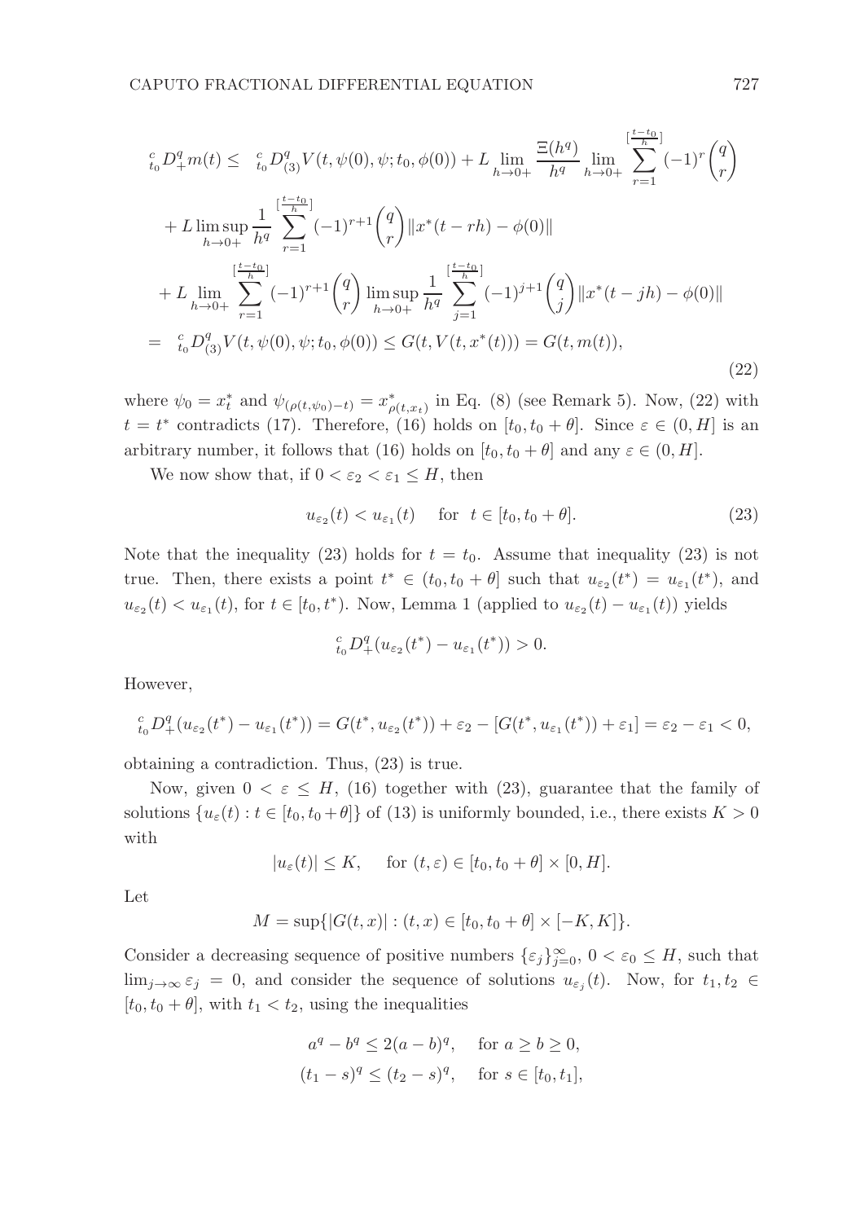$$
\begin{aligned}
{}_{t_0}^{c}D_+^q m(t) \leq & \; {}_{t_0}^{c}D_{(3)}^q V(t, \psi(0), \psi; t_0, \phi(0)) + L \lim_{h \to 0+} \frac{\Xi(h^q)}{h^q} \lim_{h \to 0+} \sum_{r=1}^{[\frac{t-t_0}{h}]} (-1)^r \binom{q}{r} \\
& + L \limsup_{h \to 0+} \frac{1}{h^q} \sum_{r=1}^{[\frac{t-t_0}{h}]} (-1)^{r+1} \binom{q}{r} \|x^*(t - rh) - \phi(0)\| \\
& + L \lim_{h \to 0+} \sum_{r=1}^{[\frac{t-t_0}{h}]} (-1)^{r+1} \binom{q}{r} \limsup_{h \to 0+} \frac{1}{h^q} \sum_{j=1}^{[\frac{t-t_0}{h}]} (-1)^{j+1} \binom{q}{j} \|x^*(t - jh) - \phi(0)\| \\
= & \; {}_{t_0}^{c}D_{(3)}^q V(t, \psi(0), \psi; t_0, \phi(0)) \leq G(t, V(t, x^*(t))) = G(t, m(t)),
\end{aligned}
\tag{22}
$$

where $\psi_0 = x_t^*$ and $\psi_{(\rho(t,\psi_0)-t)} = x^*_{\rho(t,x_t)}$ in Eq. (8) (see Remark 5). Now, (22) with $t = t^*$ contradicts (17). Therefore, (16) holds on $[t_0, t_0 + \theta]$. Since $\varepsilon \in (0, H]$ is an arbitrary number, it follows that (16) holds on $[t_0, t_0 + \theta]$ and any $\varepsilon \in (0, H]$.

We now show that, if $0 < \varepsilon_2 < \varepsilon_1 \leq H$, then

$$
u_{\varepsilon_2}(t) < u_{\varepsilon_1}(t) \quad \text{ for } \; t \in [t_0, t_0 + \theta]. \tag{23}
$$

Note that the inequality (23) holds for $t = t_0$. Assume that inequality (23) is not true. Then, there exists a point $t^* \in (t_0, t_0 + \theta]$ such that $u_{\varepsilon_2}(t^*) = u_{\varepsilon_1}(t^*)$, and $u_{\varepsilon_2}(t) < u_{\varepsilon_1}(t)$, for $t \in [t_0, t^*)$. Now, Lemma 1 (applied to $u_{\varepsilon_2}(t) - u_{\varepsilon_1}(t)$) yields

$$
{}_{t_0}^{c}D_+^q (u_{\varepsilon_2}(t^*) - u_{\varepsilon_1}(t^*)) > 0.
$$

However,

$$
{}_{t_0}^{c}D_+^q (u_{\varepsilon_2}(t^*) - u_{\varepsilon_1}(t^*)) = G(t^*, u_{\varepsilon_2}(t^*)) + \varepsilon_2 - [G(t^*, u_{\varepsilon_1}(t^*)) + \varepsilon_1] = \varepsilon_2 - \varepsilon_1 < 0,
$$

obtaining a contradiction. Thus, (23) is true.

Now, given $0 < \varepsilon \leq H$, (16) together with (23), guarantee that the family of solutions $\{u_\varepsilon(t) : t \in [t_0, t_0 + \theta]\}$ of (13) is uniformly bounded, i.e., there exists $K > 0$ with

$$
|u_\varepsilon(t)| \leq K, \qquad \text{for } (t, \varepsilon) \in [t_0, t_0 + \theta] \times [0, H].
$$

Let

$$
M = \sup\{|G(t, x)| : (t, x) \in [t_0, t_0 + \theta] \times [-K, K]\}.
$$

Consider a decreasing sequence of positive numbers $\{\varepsilon_j\}_{j=0}^{\infty}$, $0 < \varepsilon_0 \leq H$, such that $\lim_{j \to \infty} \varepsilon_j = 0$, and consider the sequence of solutions $u_{\varepsilon_j}(t)$. Now, for $t_1, t_2 \in [t_0, t_0 + \theta]$, with $t_1 < t_2$, using the inequalities

$$
\begin{aligned}
a^q - b^q &\leq 2(a - b)^q, \quad \text{ for } a \geq b \geq 0, \\
(t_1 - s)^q &\leq (t_2 - s)^q, \quad \text{ for } s \in [t_0, t_1],
\end{aligned}
$$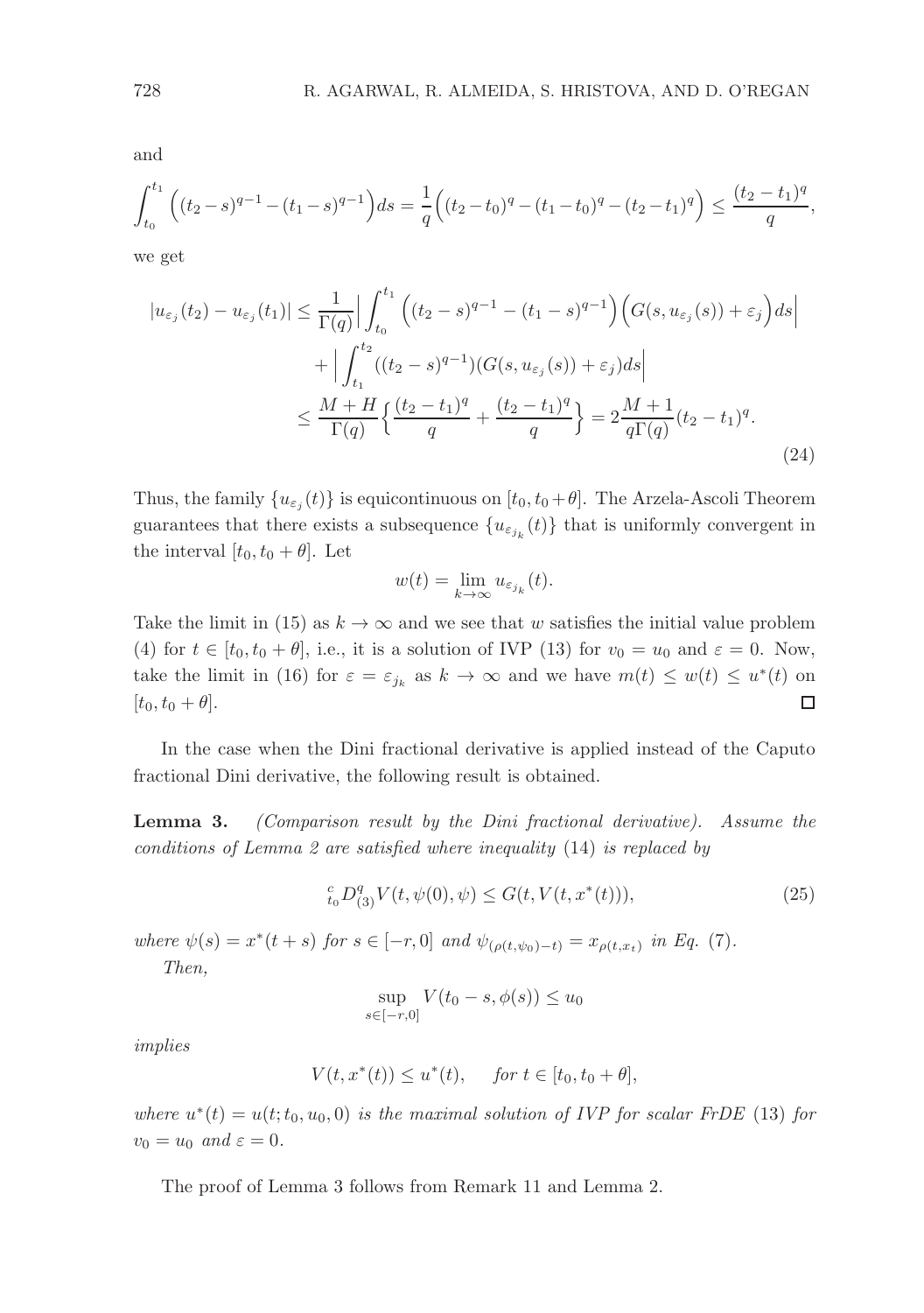and

$$\int_{t_0}^{t_1} \Big((t_2-s)^{q-1}-(t_1-s)^{q-1}\Big)ds = \frac{1}{q}\Big((t_2-t_0)^q-(t_1-t_0)^q-(t_2-t_1)^q\Big) \leq \frac{(t_2-t_1)^q}{q},$$

we get

$$\begin{aligned}
|u_{\varepsilon_j}(t_2)-u_{\varepsilon_j}(t_1)| &\leq \frac{1}{\Gamma(q)}\Big|\int_{t_0}^{t_1} \Big((t_2-s)^{q-1}-(t_1-s)^{q-1}\Big)\Big(G(s,u_{\varepsilon_j}(s))+\varepsilon_j\Big)ds\Big| \\
&\quad + \Big|\int_{t_1}^{t_2}((t_2-s)^{q-1})(G(s,u_{\varepsilon_j}(s))+\varepsilon_j)ds\Big| \\
&\leq \frac{M+H}{\Gamma(q)}\Big\{\frac{(t_2-t_1)^q}{q}+\frac{(t_2-t_1)^q}{q}\Big\} = 2\frac{M+1}{q\Gamma(q)}(t_2-t_1)^q.
\end{aligned} \tag{24}$$

Thus, the family $\{u_{\varepsilon_j}(t)\}$ is equicontinuous on $[t_0, t_0+\theta]$. The Arzela-Ascoli Theorem guarantees that there exists a subsequence $\{u_{\varepsilon_{j_k}}(t)\}$ that is uniformly convergent in the interval $[t_0, t_0+\theta]$. Let

$$w(t) = \lim_{k\to\infty} u_{\varepsilon_{j_k}}(t).$$

Take the limit in (15) as $k \to \infty$ and we see that $w$ satisfies the initial value problem (4) for $t \in [t_0, t_0+\theta]$, i.e., it is a solution of IVP (13) for $v_0 = u_0$ and $\varepsilon = 0$. Now, take the limit in (16) for $\varepsilon = \varepsilon_{j_k}$ as $k \to \infty$ and we have $m(t) \leq w(t) \leq u^*(t)$ on $[t_0, t_0+\theta]$. □

In the case when the Dini fractional derivative is applied instead of the Caputo fractional Dini derivative, the following result is obtained.

**Lemma 3.** *(Comparison result by the Dini fractional derivative). Assume the conditions of Lemma 2 are satisfied where inequality* (14) *is replaced by*

$${}^{c}_{t_0}D^q_{(3)}V(t,\psi(0),\psi) \leq G(t, V(t,x^*(t))), \tag{25}$$

*where* $\psi(s) = x^*(t+s)$ *for* $s \in [-r, 0]$ *and* $\psi_{(\rho(t,\psi_0)-t)} = x_{\rho(t,x_t)}$ *in Eq.* (7).

*Then,*

$$\sup_{s\in[-r,0]} V(t_0-s, \phi(s)) \leq u_0$$

*implies*

$$V(t, x^*(t)) \leq u^*(t), \qquad \textit{for } t \in [t_0, t_0+\theta],$$

*where* $u^*(t) = u(t; t_0, u_0, 0)$ *is the maximal solution of IVP for scalar FrDE* (13) *for* $v_0 = u_0$ *and* $\varepsilon = 0$.

The proof of Lemma 3 follows from Remark 11 and Lemma 2.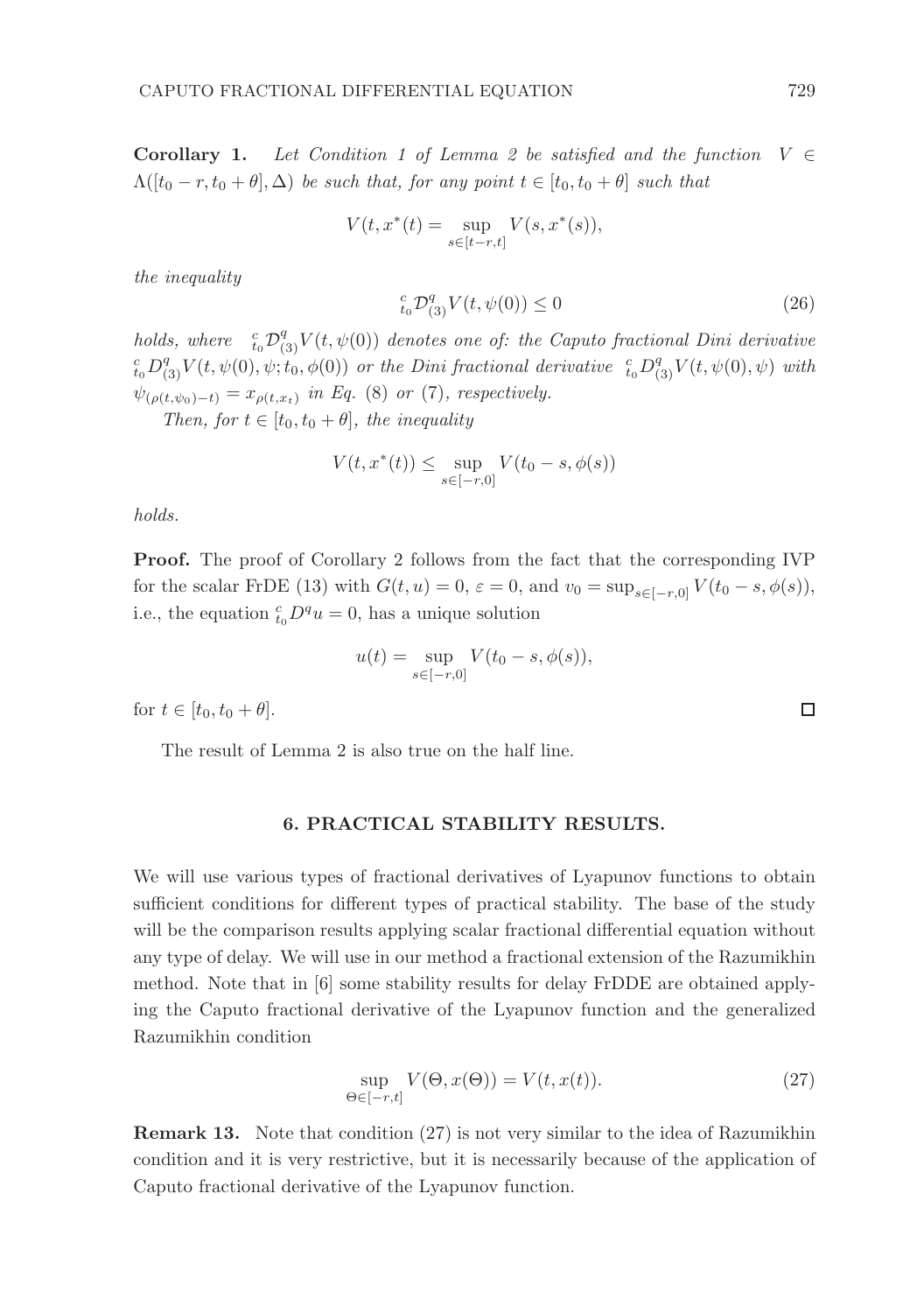**Corollary 1.** *Let Condition 1 of Lemma 2 be satisfied and the function $V \in \Lambda([t_0 - r, t_0 + \theta], \Delta)$ be such that, for any point $t \in [t_0, t_0 + \theta]$ such that*

$$V(t, x^*(t)) = \sup_{s \in [t-r,t]} V(s, x^*(s)),$$

*the inequality*

$$ {}_{t_0}^{c}\mathcal{D}_{(3)}^{q} V(t, \psi(0)) \leq 0 \tag{26}$$

*holds, where ${}_{t_0}^{c}\mathcal{D}_{(3)}^{q} V(t, \psi(0))$ denotes one of: the Caputo fractional Dini derivative ${}_{t_0}^{c}D_{(3)}^{q} V(t, \psi(0), \psi; t_0, \phi(0))$ or the Dini fractional derivative ${}_{t_0}^{c}D_{(3)}^{q} V(t, \psi(0), \psi)$ with $\psi_{(\rho(t,\psi_0)-t)} = x_{\rho(t,x_t)}$ in Eq. (8) or (7), respectively.*

*Then, for $t \in [t_0, t_0 + \theta]$, the inequality*

$$V(t, x^*(t)) \leq \sup_{s \in [-r,0]} V(t_0 - s, \phi(s))$$

*holds.*

**Proof.** The proof of Corollary 2 follows from the fact that the corresponding IVP for the scalar FrDE (13) with $G(t, u) = 0$, $\varepsilon = 0$, and $v_0 = \sup_{s \in [-r,0]} V(t_0 - s, \phi(s))$, i.e., the equation ${}_{t_0}^{c}D^{q} u = 0$, has a unique solution

$$u(t) = \sup_{s \in [-r,0]} V(t_0 - s, \phi(s)),$$

for $t \in [t_0, t_0 + \theta]$. □

The result of Lemma 2 is also true on the half line.

## 6. PRACTICAL STABILITY RESULTS.

We will use various types of fractional derivatives of Lyapunov functions to obtain sufficient conditions for different types of practical stability. The base of the study will be the comparison results applying scalar fractional differential equation without any type of delay. We will use in our method a fractional extension of the Razumikhin method. Note that in [6] some stability results for delay FrDDE are obtained applying the Caputo fractional derivative of the Lyapunov function and the generalized Razumikhin condition

$$\sup_{\Theta \in [-r,t]} V(\Theta, x(\Theta)) = V(t, x(t)). \tag{27}$$

**Remark 13.** Note that condition (27) is not very similar to the idea of Razumikhin condition and it is very restrictive, but it is necessarily because of the application of Caputo fractional derivative of the Lyapunov function.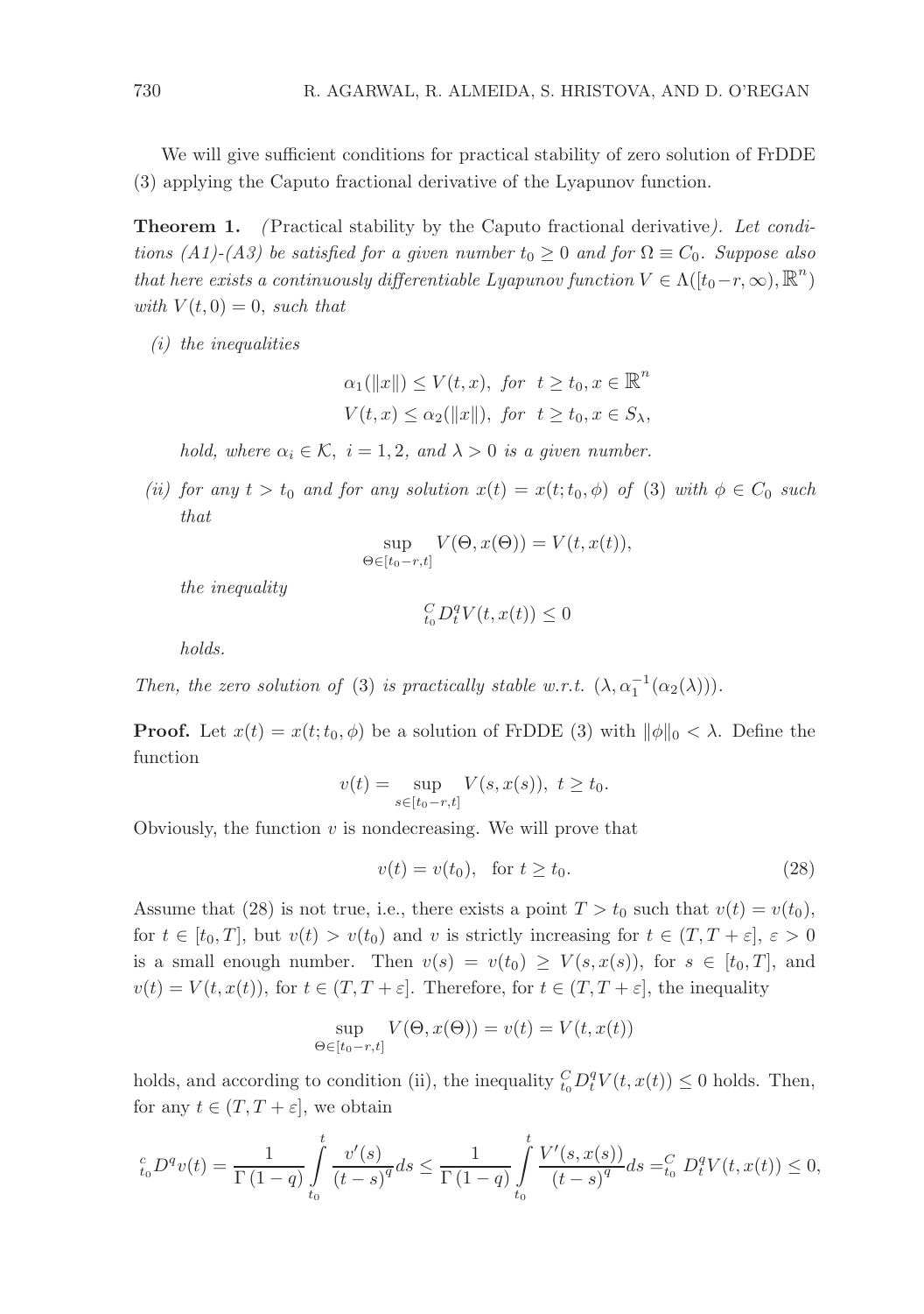We will give sufficient conditions for practical stability of zero solution of FrDDE (3) applying the Caputo fractional derivative of the Lyapunov function.

**Theorem 1.** *(*Practical stability by the Caputo fractional derivative*). Let conditions (A1)-(A3) be satisfied for a given number $t_0 \geq 0$ and for $\Omega \equiv C_0$. Suppose also that here exists a continuously differentiable Lyapunov function $V \in \Lambda([t_0-r,\infty),\mathbb{R}^n)$ with $V(t,0)=0$, such that*

*(i) the inequalities*

$$\alpha_1(\|x\|) \leq V(t,x), \ \textit{for} \ \ t \geq t_0, x \in \mathbb{R}^n$$
$$V(t,x) \leq \alpha_2(\|x\|), \ \textit{for} \ \ t \geq t_0, x \in S_\lambda,$$

*hold, where $\alpha_i \in \mathcal{K}$, $i=1,2$, and $\lambda > 0$ is a given number.*

*(ii) for any $t > t_0$ and for any solution $x(t) = x(t;t_0,\phi)$ of (3) with $\phi \in C_0$ such that*

$$\sup_{\Theta \in [t_0-r,t]} V(\Theta, x(\Theta)) = V(t,x(t)),$$

*the inequality*

$${}_{t_0}^{C}D_t^q V(t,x(t)) \leq 0$$

*holds.*

*Then, the zero solution of (3) is practically stable w.r.t. $(\lambda, \alpha_1^{-1}(\alpha_2(\lambda)))$.*

**Proof.** Let $x(t) = x(t;t_0,\phi)$ be a solution of FrDDE (3) with $\|\phi\|_0 < \lambda$. Define the function

$$v(t) = \sup_{s \in [t_0-r,t]} V(s,x(s)), \ t \geq t_0.$$

Obviously, the function $v$ is nondecreasing. We will prove that

$$v(t) = v(t_0), \quad \text{for } t \geq t_0. \tag{28}$$

Assume that (28) is not true, i.e., there exists a point $T > t_0$ such that $v(t) = v(t_0)$, for $t \in [t_0,T]$, but $v(t) > v(t_0)$ and $v$ is strictly increasing for $t \in (T, T+\varepsilon]$, $\varepsilon > 0$ is a small enough number. Then $v(s) = v(t_0) \geq V(s,x(s))$, for $s \in [t_0,T]$, and $v(t) = V(t,x(t))$, for $t \in (T,T+\varepsilon]$. Therefore, for $t \in (T,T+\varepsilon]$, the inequality

$$\sup_{\Theta \in [t_0-r,t]} V(\Theta, x(\Theta)) = v(t) = V(t,x(t))$$

holds, and according to condition (ii), the inequality ${}_{t_0}^{C}D_t^q V(t,x(t)) \leq 0$ holds. Then, for any $t \in (T,T+\varepsilon]$, we obtain

$${}_{t_0}^{c}D^q v(t) = \frac{1}{\Gamma(1-q)} \int_{t_0}^{t} \frac{v'(s)}{(t-s)^q} ds \leq \frac{1}{\Gamma(1-q)} \int_{t_0}^{t} \frac{V'(s,x(s))}{(t-s)^q} ds = {}_{t_0}^{C} D_t^q V(t,x(t)) \leq 0,$$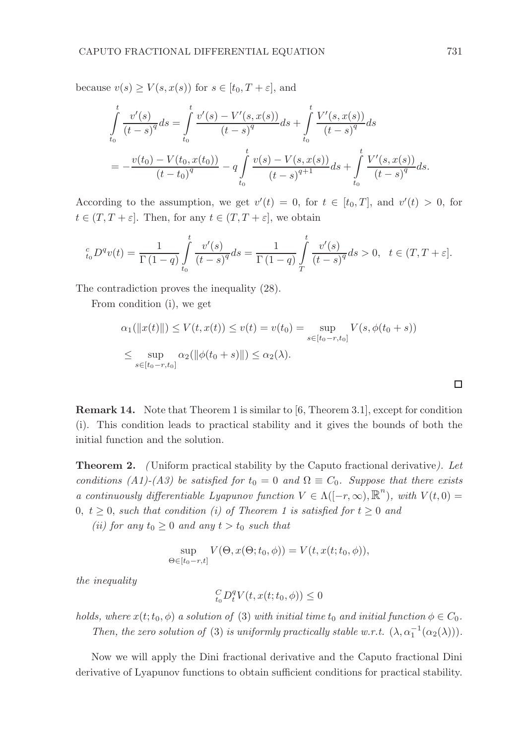because $v(s) \geq V(s, x(s))$ for $s \in [t_0, T + \varepsilon]$, and

$$\int_{t_0}^{t} \frac{v'(s)}{(t-s)^q} ds = \int_{t_0}^{t} \frac{v'(s) - V'(s, x(s))}{(t-s)^q} ds + \int_{t_0}^{t} \frac{V'(s, x(s))}{(t-s)^q} ds$$

$$= -\frac{v(t_0) - V(t_0, x(t_0))}{(t-t_0)^q} - q \int_{t_0}^{t} \frac{v(s) - V(s, x(s))}{(t-s)^{q+1}} ds + \int_{t_0}^{t} \frac{V'(s, x(s))}{(t-s)^q} ds.$$

According to the assumption, we get $v'(t) = 0$, for $t \in [t_0, T]$, and $v'(t) > 0$, for $t \in (T, T + \varepsilon]$. Then, for any $t \in (T, T + \varepsilon]$, we obtain

$${}_{t_0}^{c} D^q v(t) = \frac{1}{\Gamma(1-q)} \int_{t_0}^{t} \frac{v'(s)}{(t-s)^q} ds = \frac{1}{\Gamma(1-q)} \int_{T}^{t} \frac{v'(s)}{(t-s)^q} ds > 0, \quad t \in (T, T + \varepsilon].$$

The contradiction proves the inequality (28).

From condition (i), we get

$$\alpha_1(\|x(t)\|) \leq V(t, x(t)) \leq v(t) = v(t_0) = \sup_{s \in [t_0 - r, t_0]} V(s, \phi(t_0 + s))$$

$$\leq \sup_{s \in [t_0 - r, t_0]} \alpha_2(\|\phi(t_0 + s)\|) \leq \alpha_2(\lambda).$$

□

**Remark 14.** Note that Theorem 1 is similar to [6, Theorem 3.1], except for condition (i). This condition leads to practical stability and it gives the bounds of both the initial function and the solution.

**Theorem 2.** *(*Uniform practical stability by the Caputo fractional derivative*). Let conditions (A1)-(A3) be satisfied for $t_0 = 0$ and $\Omega \equiv C_0$. Suppose that there exists a continuously differentiable Lyapunov function $V \in \Lambda([-r, \infty), \mathbb{R}^n)$, with $V(t, 0) = 0$, $t \geq 0$, such that condition (i) of Theorem 1 is satisfied for $t \geq 0$ and*

*(ii) for any $t_0 \geq 0$ and any $t > t_0$ such that*

$$\sup_{\Theta \in [t_0 - r, t]} V(\Theta, x(\Theta; t_0, \phi)) = V(t, x(t; t_0, \phi)),$$

*the inequality*

$${}_{t_0}^{C} D_t^q V(t, x(t; t_0, \phi)) \leq 0$$

*holds, where $x(t; t_0, \phi)$ a solution of* (3) *with initial time $t_0$ and initial function $\phi \in C_0$.*

*Then, the zero solution of* (3) *is uniformly practically stable w.r.t. $(\lambda, \alpha_1^{-1}(\alpha_2(\lambda)))$.*

Now we will apply the Dini fractional derivative and the Caputo fractional Dini derivative of Lyapunov functions to obtain sufficient conditions for practical stability.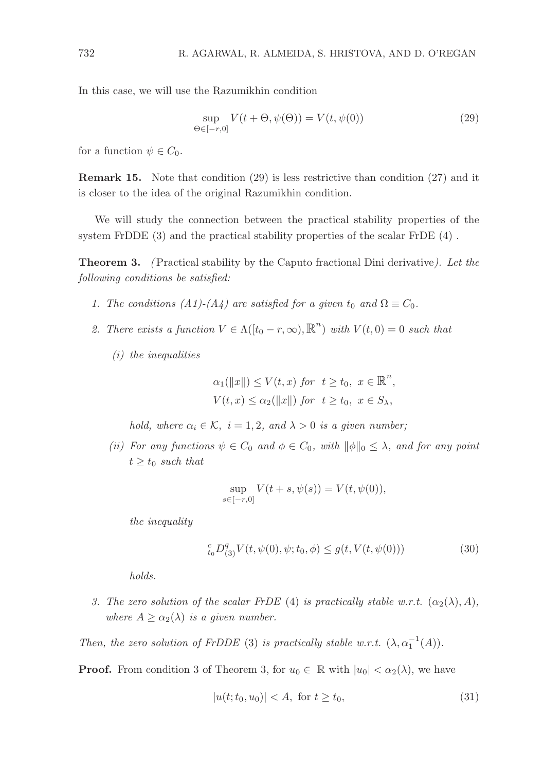In this case, we will use the Razumikhin condition

$$\sup_{\Theta\in[-r,0]} V(t+\Theta,\psi(\Theta)) = V(t,\psi(0)) \tag{29}$$

for a function $\psi \in C_0$.

**Remark 15.** Note that condition (29) is less restrictive than condition (27) and it is closer to the idea of the original Razumikhin condition.

We will study the connection between the practical stability properties of the system FrDDE (3) and the practical stability properties of the scalar FrDE (4) .

**Theorem 3.** *(*Practical stability by the Caputo fractional Dini derivative*). Let the following conditions be satisfied:*

1. *The conditions (A1)-(A4) are satisfied for a given $t_0$ and $\Omega \equiv C_0$.*
2. *There exists a function $V \in \Lambda([t_0-r,\infty),\mathbb{R}^n)$ with $V(t,0)=0$ such that*
   *(i) the inequalities*
   $$\alpha_1(\|x\|) \le V(t,x) \text{ for } t\ge t_0,\ x\in\mathbb{R}^n,$$
   $$V(t,x) \le \alpha_2(\|x\|) \text{ for } t\ge t_0,\ x\in S_\lambda,$$
   *hold, where $\alpha_i \in \mathcal{K}$, $i=1,2$, and $\lambda>0$ is a given number;*
   *(ii) For any functions $\psi \in C_0$ and $\phi \in C_0$, with $\|\phi\|_0 \le \lambda$, and for any point $t\ge t_0$ such that*
   $$\sup_{s\in[-r,0]} V(t+s,\psi(s)) = V(t,\psi(0)),$$
   *the inequality*
   $$ {}_{t_0}^{c}D^q_{(3)}V(t,\psi(0),\psi;t_0,\phi) \le g(t,V(t,\psi(0))) \tag{30}$$
   *holds.*
3. *The zero solution of the scalar FrDE (4) is practically stable w.r.t. $(\alpha_2(\lambda),A)$, where $A\ge \alpha_2(\lambda)$ is a given number.*

*Then, the zero solution of FrDDE (3) is practically stable w.r.t. $(\lambda,\alpha_1^{-1}(A))$.*

**Proof.** From condition 3 of Theorem 3, for $u_0 \in \mathbb{R}$ with $|u_0| < \alpha_2(\lambda)$, we have

$$|u(t;t_0,u_0)| < A, \text{ for } t\ge t_0, \tag{31}$$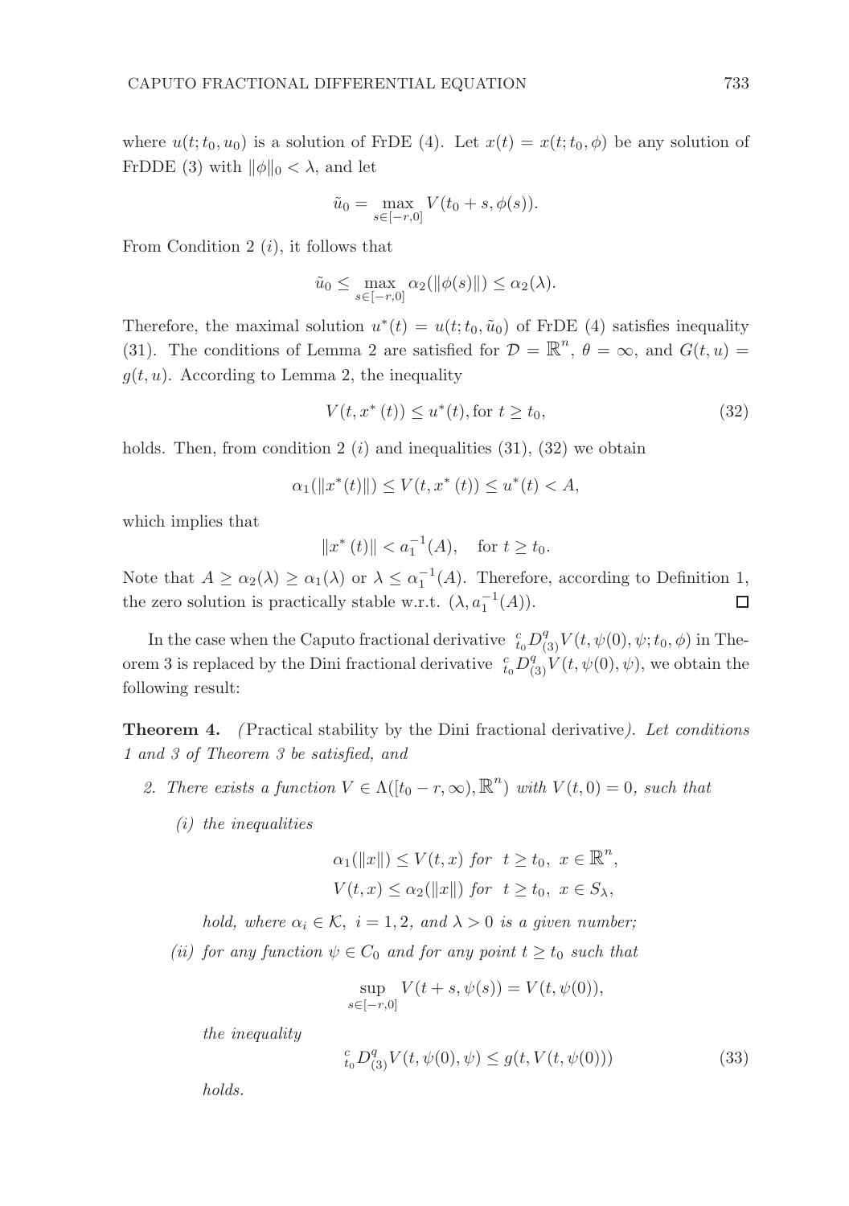where $u(t;t_0,u_0)$ is a solution of FrDE (4). Let $x(t) = x(t;t_0,\phi)$ be any solution of FrDDE (3) with $\|\phi\|_0 < \lambda$, and let

$$\tilde{u}_0 = \max_{s\in[-r,0]} V(t_0+s,\phi(s)).$$

From Condition 2 $(i)$, it follows that

$$\tilde{u}_0 \leq \max_{s\in[-r,0]} \alpha_2(\|\phi(s)\|) \leq \alpha_2(\lambda).$$

Therefore, the maximal solution $u^*(t) = u(t;t_0,\tilde{u}_0)$ of FrDE (4) satisfies inequality (31). The conditions of Lemma 2 are satisfied for $\mathcal{D} = \mathbb{R}^n$, $\theta = \infty$, and $G(t,u) = g(t,u)$. According to Lemma 2, the inequality

$$V(t,x^*(t)) \leq u^*(t), \text{for } t \geq t_0, \tag{32}$$

holds. Then, from condition 2 $(i)$ and inequalities (31), (32) we obtain

$$\alpha_1(\|x^*(t)\|) \leq V(t,x^*(t)) \leq u^*(t) < A,$$

which implies that

$$\|x^*(t)\| < a_1^{-1}(A), \quad \text{for } t \geq t_0.$$

Note that $A \geq \alpha_2(\lambda) \geq \alpha_1(\lambda)$ or $\lambda \leq \alpha_1^{-1}(A)$. Therefore, according to Definition 1, the zero solution is practically stable w.r.t. $(\lambda, a_1^{-1}(A))$. □

In the case when the Caputo fractional derivative ${}^{c}_{t_0}D^q_{(3)}V(t,\psi(0),\psi;t_0,\phi)$ in Theorem 3 is replaced by the Dini fractional derivative ${}^{c}_{t_0}D^q_{(3)}V(t,\psi(0),\psi)$, we obtain the following result:

**Theorem 4.** *(*Practical stability by the Dini fractional derivative*). Let conditions 1 and 3 of Theorem 3 be satisfied, and*

2. *There exists a function $V \in \Lambda([t_0-r,\infty),\mathbb{R}^n)$ with $V(t,0)=0$, such that*

   *(i) the inequalities*

   $$\alpha_1(\|x\|) \leq V(t,x) \text{ for } t \geq t_0,\ x \in \mathbb{R}^n,$$
   $$V(t,x) \leq \alpha_2(\|x\|) \text{ for } t \geq t_0,\ x \in S_\lambda,$$

   *hold, where $\alpha_i \in \mathcal{K}$, $i=1,2$, and $\lambda > 0$ is a given number;*

   *(ii) for any function $\psi \in C_0$ and for any point $t \geq t_0$ such that*

   $$\sup_{s\in[-r,0]} V(t+s,\psi(s)) = V(t,\psi(0)),$$

   *the inequality*

   $${}^{c}_{t_0}D^q_{(3)}V(t,\psi(0),\psi) \leq g(t,V(t,\psi(0))) \tag{33}$$

   *holds.*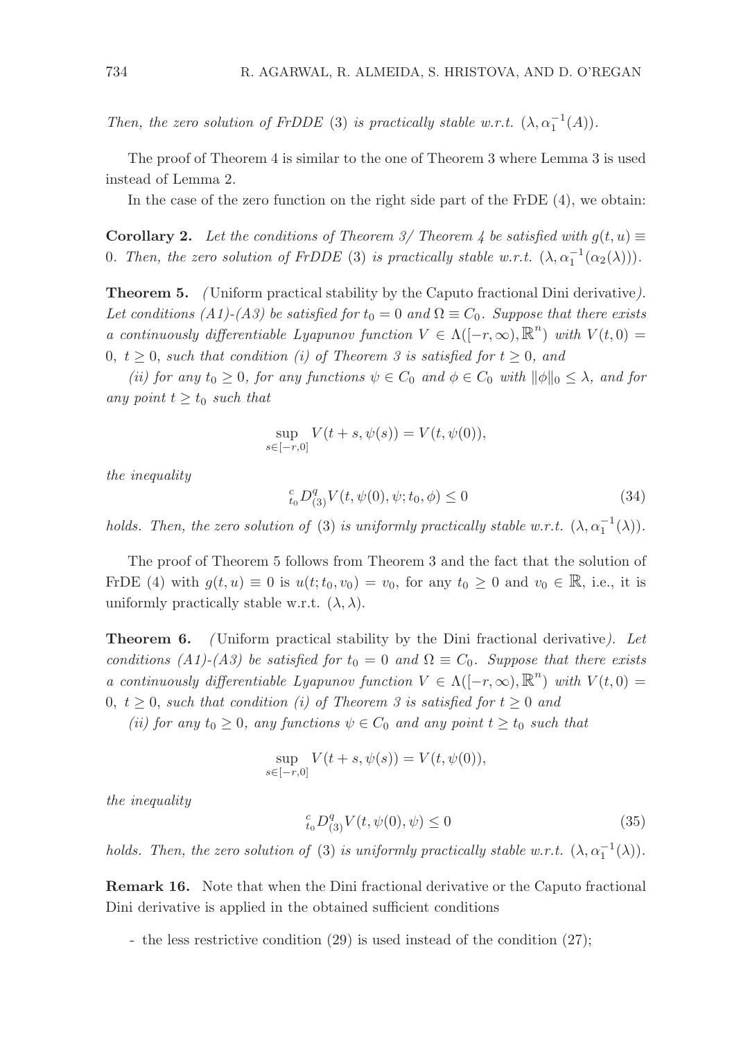*Then, the zero solution of FrDDE* (3) *is practically stable w.r.t.* $(\lambda, \alpha_1^{-1}(A))$.

The proof of Theorem 4 is similar to the one of Theorem 3 where Lemma 3 is used instead of Lemma 2.

In the case of the zero function on the right side part of the FrDE (4), we obtain:

**Corollary 2.** *Let the conditions of Theorem 3/ Theorem 4 be satisfied with* $g(t, u) \equiv 0$. *Then, the zero solution of FrDDE* (3) *is practically stable w.r.t.* $(\lambda, \alpha_1^{-1}(\alpha_2(\lambda)))$.

**Theorem 5.** *(*Uniform practical stability by the Caputo fractional Dini derivative*). Let conditions (A1)-(A3) be satisfied for* $t_0 = 0$ *and* $\Omega \equiv C_0$. *Suppose that there exists a continuously differentiable Lyapunov function* $V \in \Lambda([-r, \infty), \mathbb{R}^n)$ *with* $V(t, 0) = 0,\ t \geq 0$, *such that condition (i) of Theorem 3 is satisfied for* $t \geq 0$, *and*

*(ii) for any* $t_0 \geq 0$, *for any functions* $\psi \in C_0$ *and* $\phi \in C_0$ *with* $\|\phi\|_0 \leq \lambda$, *and for any point* $t \geq t_0$ *such that*

$$\sup_{s \in [-r,0]} V(t + s, \psi(s)) = V(t, \psi(0)),$$

*the inequality*

$$ {}_{t_0}^{c}D_{(3)}^{q} V(t, \psi(0), \psi; t_0, \phi) \leq 0 \tag{34}$$

*holds. Then, the zero solution of* (3) *is uniformly practically stable w.r.t.* $(\lambda, \alpha_1^{-1}(\lambda))$.

The proof of Theorem 5 follows from Theorem 3 and the fact that the solution of FrDE (4) with $g(t, u) \equiv 0$ is $u(t; t_0, v_0) = v_0$, for any $t_0 \geq 0$ and $v_0 \in \mathbb{R}$, i.e., it is uniformly practically stable w.r.t. $(\lambda, \lambda)$.

**Theorem 6.** *(*Uniform practical stability by the Dini fractional derivative*). Let conditions (A1)-(A3) be satisfied for* $t_0 = 0$ *and* $\Omega \equiv C_0$. *Suppose that there exists a continuously differentiable Lyapunov function* $V \in \Lambda([-r, \infty), \mathbb{R}^n)$ *with* $V(t, 0) = 0,\ t \geq 0$, *such that condition (i) of Theorem 3 is satisfied for* $t \geq 0$ *and*

*(ii) for any* $t_0 \geq 0$, *any functions* $\psi \in C_0$ *and any point* $t \geq t_0$ *such that*

$$\sup_{s \in [-r,0]} V(t + s, \psi(s)) = V(t, \psi(0)),$$

*the inequality*

$$ {}_{t_0}^{c}D_{(3)}^{q} V(t, \psi(0), \psi) \leq 0 \tag{35}$$

*holds. Then, the zero solution of* (3) *is uniformly practically stable w.r.t.* $(\lambda, \alpha_1^{-1}(\lambda))$.

**Remark 16.** Note that when the Dini fractional derivative or the Caputo fractional Dini derivative is applied in the obtained sufficient conditions

- the less restrictive condition (29) is used instead of the condition (27);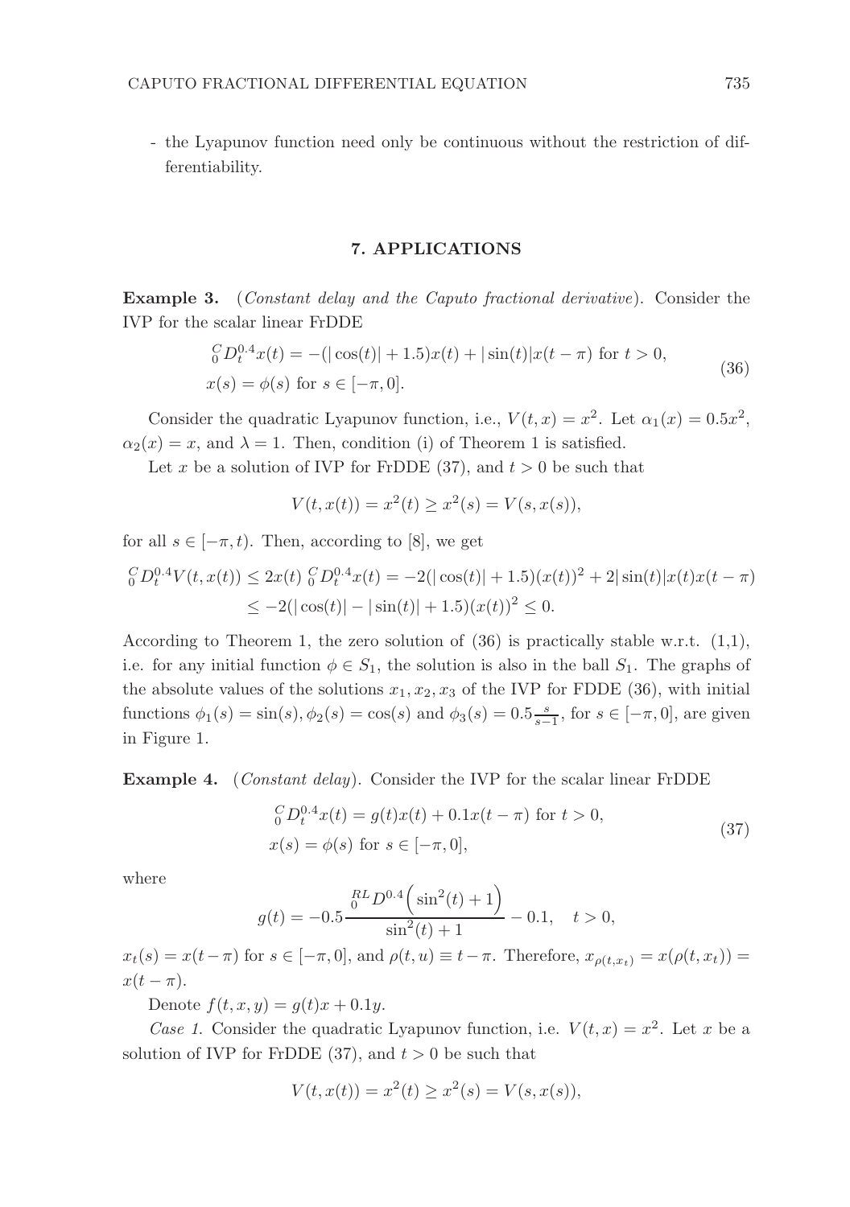- the Lyapunov function need only be continuous without the restriction of differentiability.

## 7. APPLICATIONS

**Example 3.** (*Constant delay and the Caputo fractional derivative*). Consider the IVP for the scalar linear FrDDE

$$
\begin{aligned}
&{}_0^C D_t^{0.4} x(t) = -(|\cos(t)| + 1.5)x(t) + |\sin(t)|x(t-\pi) \text{ for } t > 0,\\
&x(s) = \phi(s) \text{ for } s \in [-\pi, 0].
\end{aligned}
\tag{36}
$$

Consider the quadratic Lyapunov function, i.e., $V(t,x) = x^2$. Let $\alpha_1(x) = 0.5x^2$, $\alpha_2(x) = x$, and $\lambda = 1$. Then, condition (i) of Theorem 1 is satisfied.

Let $x$ be a solution of IVP for FrDDE (37), and $t > 0$ be such that

$$
V(t, x(t)) = x^2(t) \geq x^2(s) = V(s, x(s)),
$$

for all $s \in [-\pi, t)$. Then, according to [8], we get

$$
\begin{aligned}
{}_0^C D_t^{0.4} V(t, x(t)) &\leq 2x(t)\, {}_0^C D_t^{0.4} x(t) = -2(|\cos(t)| + 1.5)(x(t))^2 + 2|\sin(t)|x(t)x(t-\pi)\\
&\leq -2(|\cos(t)| - |\sin(t)| + 1.5)(x(t))^2 \leq 0.
\end{aligned}
$$

According to Theorem 1, the zero solution of (36) is practically stable w.r.t. (1,1), i.e. for any initial function $\phi \in S_1$, the solution is also in the ball $S_1$. The graphs of the absolute values of the solutions $x_1, x_2, x_3$ of the IVP for FDDE (36), with initial functions $\phi_1(s) = \sin(s), \phi_2(s) = \cos(s)$ and $\phi_3(s) = 0.5\frac{s}{s-1}$, for $s \in [-\pi, 0]$, are given in Figure 1.

**Example 4.** (*Constant delay*). Consider the IVP for the scalar linear FrDDE

$$
\begin{aligned}
&{}_0^C D_t^{0.4} x(t) = g(t)x(t) + 0.1x(t-\pi) \text{ for } t > 0,\\
&x(s) = \phi(s) \text{ for } s \in [-\pi, 0],
\end{aligned}
\tag{37}
$$

where

$$
g(t) = -0.5 \frac{{}_0^{RL} D^{0.4}\Big(\sin^2(t) + 1\Big)}{\sin^2(t) + 1} - 0.1, \quad t > 0,
$$

$x_t(s) = x(t - \pi)$ for $s \in [-\pi, 0]$, and $\rho(t, u) \equiv t - \pi$. Therefore, $x_{\rho(t,x_t)} = x(\rho(t, x_t)) = x(t - \pi)$.

Denote $f(t, x, y) = g(t)x + 0.1y$.

*Case 1.* Consider the quadratic Lyapunov function, i.e. $V(t,x) = x^2$. Let $x$ be a solution of IVP for FrDDE (37), and $t > 0$ be such that

$$
V(t, x(t)) = x^2(t) \geq x^2(s) = V(s, x(s)),
$$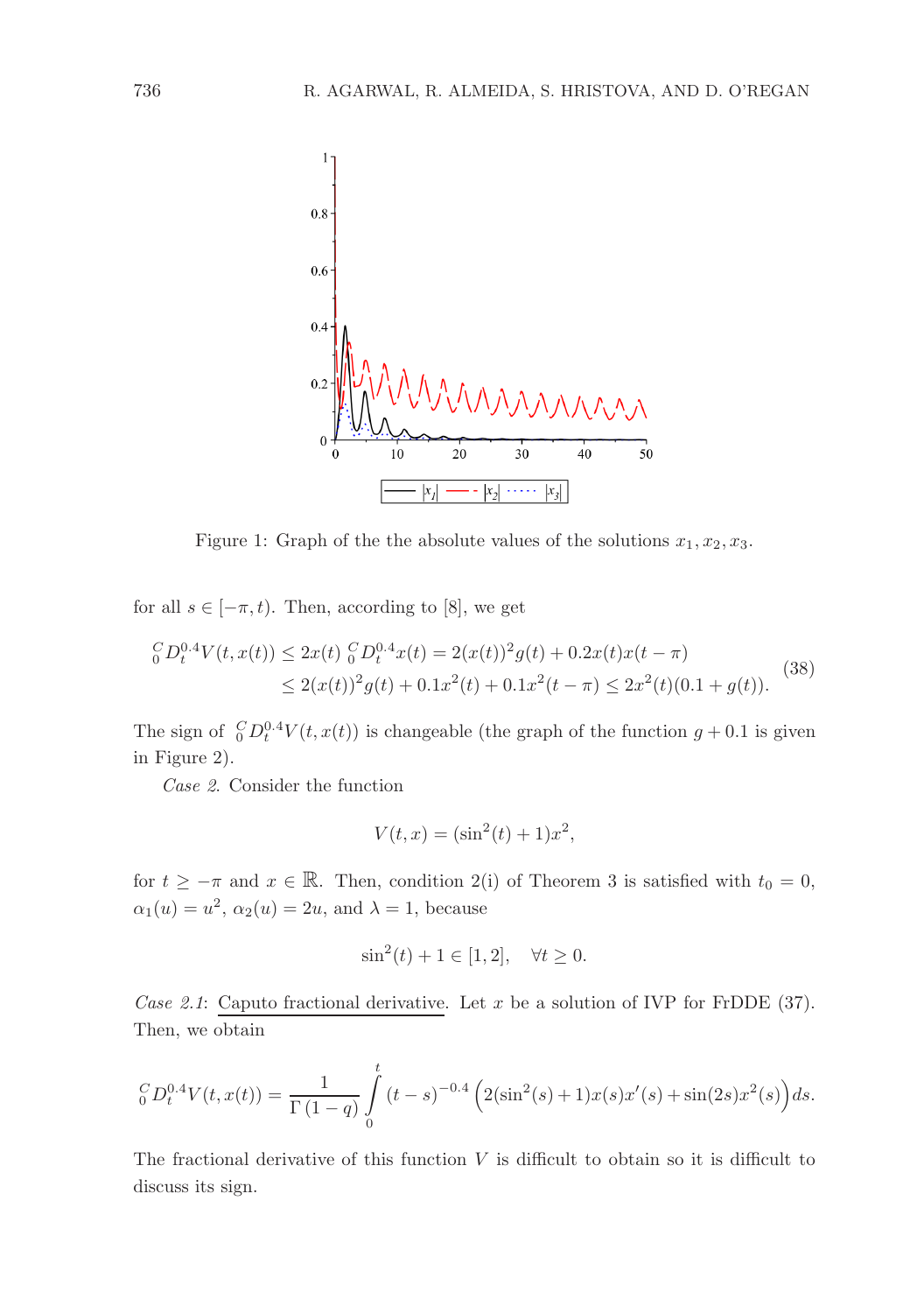Figure 1: Graph of the the absolute values of the solutions $x_1, x_2, x_3$.

for all $s \in [-\pi, t)$. Then, according to [8], we get

$$
\begin{aligned}
{}_0^C D_t^{0.4} V(t, x(t)) &\leq 2x(t)\, {}_0^C D_t^{0.4} x(t) = 2(x(t))^2 g(t) + 0.2x(t)x(t-\pi) \\
&\leq 2(x(t))^2 g(t) + 0.1x^2(t) + 0.1x^2(t-\pi) \leq 2x^2(t)(0.1 + g(t)).
\end{aligned} \tag{38}
$$

The sign of ${}_0^C D_t^{0.4} V(t, x(t))$ is changeable (the graph of the function $g + 0.1$ is given in Figure 2).

*Case 2.* Consider the function

$$
V(t, x) = (\sin^2(t) + 1)x^2,
$$

for $t \geq -\pi$ and $x \in \mathbb{R}$. Then, condition 2(i) of Theorem 3 is satisfied with $t_0 = 0$, $\alpha_1(u) = u^2$, $\alpha_2(u) = 2u$, and $\lambda = 1$, because

$$
\sin^2(t) + 1 \in [1, 2], \quad \forall t \geq 0.
$$

*Case 2.1*: Caputo fractional derivative. Let $x$ be a solution of IVP for FrDDE (37). Then, we obtain

$$
{}_0^C D_t^{0.4} V(t, x(t)) = \frac{1}{\Gamma(1-q)} \int_0^t (t-s)^{-0.4} \Big( 2(\sin^2(s) + 1)x(s)x'(s) + \sin(2s)x^2(s) \Big) ds.
$$

The fractional derivative of this function $V$ is difficult to obtain so it is difficult to discuss its sign.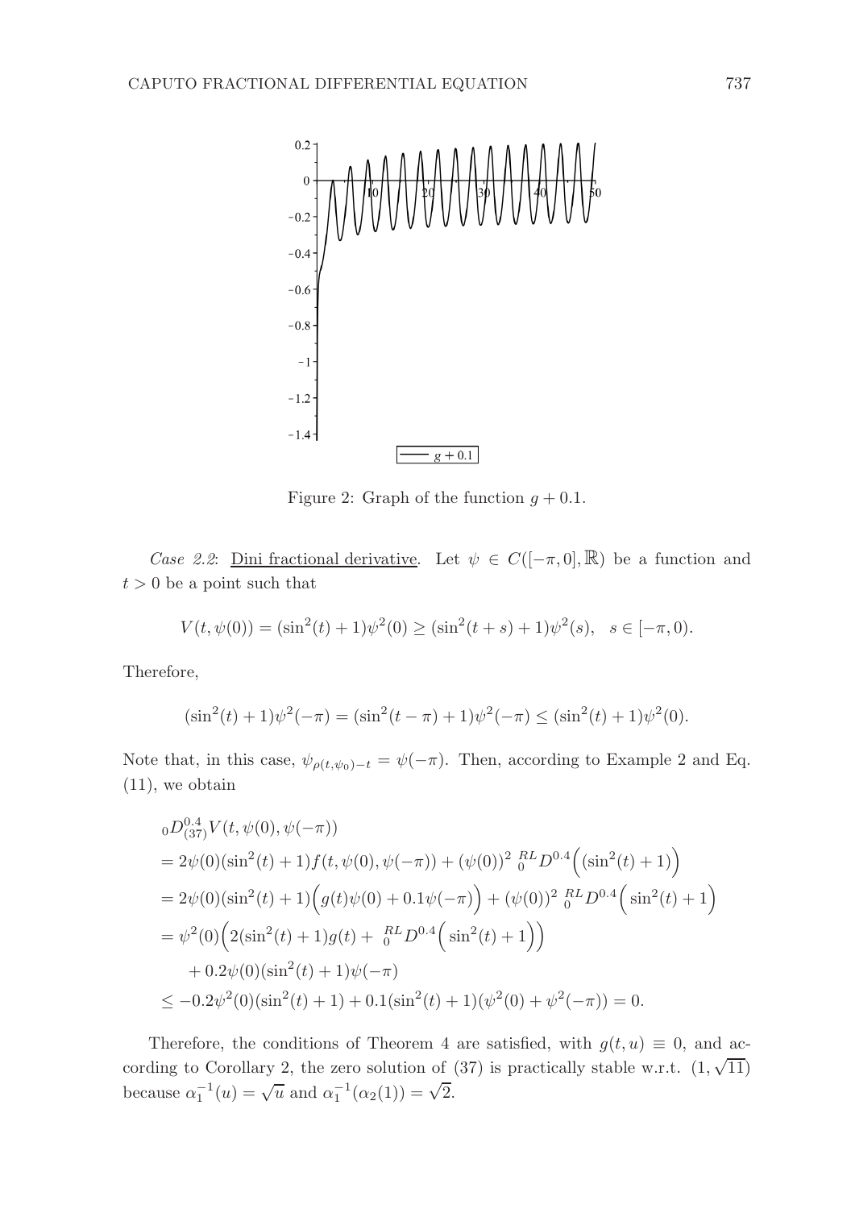Figure 2: Graph of the function $g + 0.1$.

*Case 2.2*: Dini fractional derivative. Let $\psi \in C([-\pi, 0], \mathbb{R})$ be a function and $t > 0$ be a point such that

$$V(t, \psi(0)) = (\sin^2(t) + 1)\psi^2(0) \geq (\sin^2(t+s) + 1)\psi^2(s), \quad s \in [-\pi, 0).$$

Therefore,

$$(\sin^2(t) + 1)\psi^2(-\pi) = (\sin^2(t-\pi) + 1)\psi^2(-\pi) \leq (\sin^2(t) + 1)\psi^2(0).$$

Note that, in this case, $\psi_{\rho(t,\psi_0)-t} = \psi(-\pi)$. Then, according to Example 2 and Eq. (11), we obtain

$$\begin{aligned}
&{}_0D^{0.4}_{(37)}V(t, \psi(0), \psi(-\pi)) \\
&= 2\psi(0)(\sin^2(t) + 1)f(t, \psi(0), \psi(-\pi)) + (\psi(0))^2 \, {}_0^{RL}D^{0.4}\Big((\sin^2(t) + 1)\Big) \\
&= 2\psi(0)(\sin^2(t) + 1)\Big(g(t)\psi(0) + 0.1\psi(-\pi)\Big) + (\psi(0))^2 \, {}_0^{RL}D^{0.4}\Big(\sin^2(t) + 1\Big) \\
&= \psi^2(0)\Big(2(\sin^2(t) + 1)g(t) + \, {}_0^{RL}D^{0.4}\Big(\sin^2(t) + 1\Big)\Big) \\
&\quad + 0.2\psi(0)(\sin^2(t) + 1)\psi(-\pi) \\
&\leq -0.2\psi^2(0)(\sin^2(t) + 1) + 0.1(\sin^2(t) + 1)(\psi^2(0) + \psi^2(-\pi)) = 0.
\end{aligned}$$

Therefore, the conditions of Theorem 4 are satisfied, with $g(t, u) \equiv 0$, and according to Corollary 2, the zero solution of (37) is practically stable w.r.t. $(1, \sqrt{11})$ because $\alpha_1^{-1}(u) = \sqrt{u}$ and $\alpha_1^{-1}(\alpha_2(1)) = \sqrt{2}$.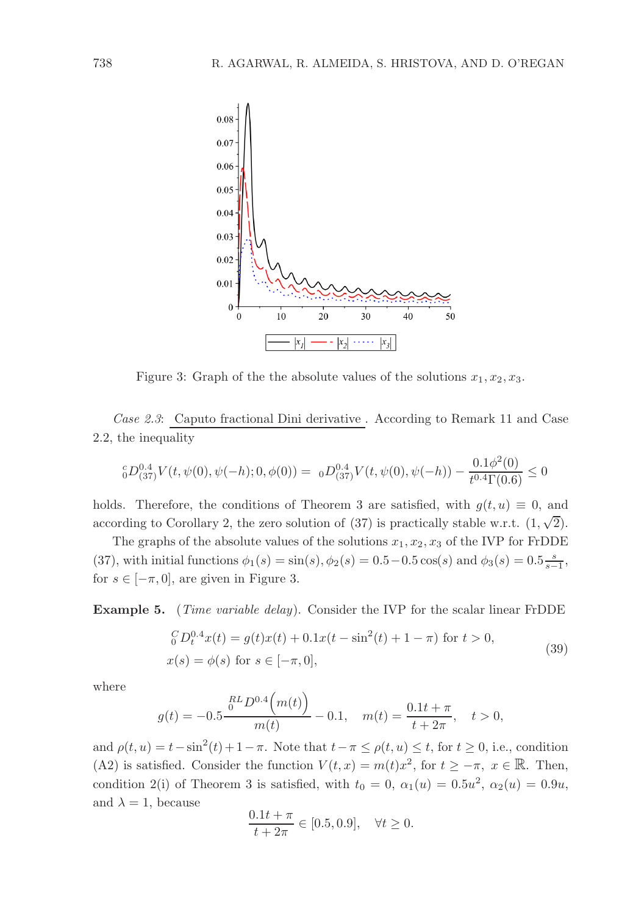Figure 3: Graph of the the absolute values of the solutions $x_1, x_2, x_3$.

*Case 2.3*: Caputo fractional Dini derivative . According to Remark 11 and Case 2.2, the inequality

$$ {}_{0}^{c}D^{0.4}_{(37)}V(t,\psi(0),\psi(-h);0,\phi(0)) = {}_{0}D^{0.4}_{(37)}V(t,\psi(0),\psi(-h)) - \frac{0.1\phi^2(0)}{t^{0.4}\Gamma(0.6)} \le 0 $$

holds. Therefore, the conditions of Theorem 3 are satisfied, with $g(t,u) \equiv 0$, and according to Corollary 2, the zero solution of (37) is practically stable w.r.t. $(1, \sqrt{2})$.

The graphs of the absolute values of the solutions $x_1, x_2, x_3$ of the IVP for FrDDE (37), with initial functions $\phi_1(s) = \sin(s)$, $\phi_2(s) = 0.5 - 0.5\cos(s)$ and $\phi_3(s) = 0.5\frac{s}{s-1}$, for $s \in [-\pi, 0]$, are given in Figure 3.

**Example 5.** (*Time variable delay*). Consider the IVP for the scalar linear FrDDE

$$
\begin{aligned}
&{}_{0}^{C}D^{0.4}_{t}x(t) = g(t)x(t) + 0.1x(t - \sin^2(t) + 1 - \pi) \text{ for } t > 0, \\
&x(s) = \phi(s) \text{ for } s \in [-\pi, 0],
\end{aligned}
\tag{39}
$$

where

$$ g(t) = -0.5\frac{{}_{0}^{RL}D^{0.4}\Big(m(t)\Big)}{m(t)} - 0.1, \quad m(t) = \frac{0.1t + \pi}{t + 2\pi}, \quad t > 0, $$

and $\rho(t,u) = t - \sin^2(t) + 1 - \pi$. Note that $t - \pi \le \rho(t,u) \le t$, for $t \ge 0$, i.e., condition (A2) is satisfied. Consider the function $V(t,x) = m(t)x^2$, for $t \ge -\pi$, $x \in \mathbb{R}$. Then, condition 2(i) of Theorem 3 is satisfied, with $t_0 = 0$, $\alpha_1(u) = 0.5u^2$, $\alpha_2(u) = 0.9u$, and $\lambda = 1$, because

$$ \frac{0.1t + \pi}{t + 2\pi} \in [0.5, 0.9], \quad \forall t \ge 0. $$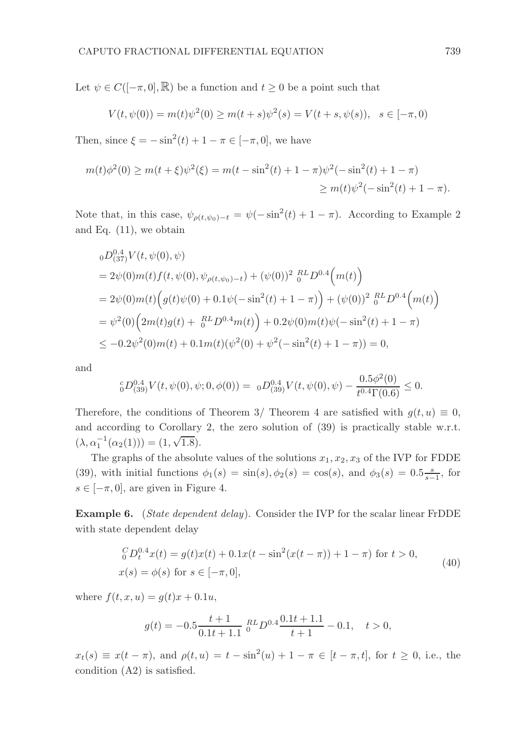Let $\psi \in C([-\pi, 0], \mathbb{R})$ be a function and $t \geq 0$ be a point such that

$$V(t, \psi(0)) = m(t)\psi^2(0) \geq m(t+s)\psi^2(s) = V(t+s, \psi(s)), \quad s \in [-\pi, 0)$$

Then, since $\xi = -\sin^2(t) + 1 - \pi \in [-\pi, 0]$, we have

$$\begin{aligned} m(t)\phi^2(0) \geq m(t+\xi)\psi^2(\xi) &= m(t - \sin^2(t) + 1 - \pi)\psi^2(-\sin^2(t) + 1 - \pi) \\ &\geq m(t)\psi^2(-\sin^2(t) + 1 - \pi). \end{aligned}$$

Note that, in this case, $\psi_{\rho(t,\psi_0)-t} = \psi(-\sin^2(t) + 1 - \pi)$. According to Example 2 and Eq. (11), we obtain

$$\begin{aligned}
&{}_0D^{0.4}_{(37)}V(t, \psi(0), \psi) \\
&= 2\psi(0)m(t)f(t, \psi(0), \psi_{\rho(t,\psi_0)-t}) + (\psi(0))^2 \; {}^{RL}_0D^{0.4}\Big(m(t)\Big) \\
&= 2\psi(0)m(t)\Big(g(t)\psi(0) + 0.1\psi(-\sin^2(t) + 1 - \pi)\Big) + (\psi(0))^2 \; {}^{RL}_0D^{0.4}\Big(m(t)\Big) \\
&= \psi^2(0)\Big(2m(t)g(t) + \; {}^{RL}_0D^{0.4}m(t)\Big) + 0.2\psi(0)m(t)\psi(-\sin^2(t) + 1 - \pi) \\
&\leq -0.2\psi^2(0)m(t) + 0.1m(t)(\psi^2(0) + \psi^2(-\sin^2(t) + 1 - \pi)) = 0,
\end{aligned}$$

and

$${}^c_0D^{0.4}_{(39)}V(t, \psi(0), \psi; 0, \phi(0)) = \; {}_0D^{0.4}_{(39)}V(t, \psi(0), \psi) - \frac{0.5\phi^2(0)}{t^{0.4}\Gamma(0.6)} \leq 0.$$

Therefore, the conditions of Theorem 3/ Theorem 4 are satisfied with $g(t, u) \equiv 0$, and according to Corollary 2, the zero solution of (39) is practically stable w.r.t. $(\lambda, \alpha_1^{-1}(\alpha_2(1))) = (1, \sqrt{1.8})$.

The graphs of the absolute values of the solutions $x_1, x_2, x_3$ of the IVP for FDDE (39), with initial functions $\phi_1(s) = \sin(s), \phi_2(s) = \cos(s)$, and $\phi_3(s) = 0.5\frac{s}{s-1}$, for $s \in [-\pi, 0]$, are given in Figure 4.

**Example 6.** (*State dependent delay*). Consider the IVP for the scalar linear FrDDE with state dependent delay

$$\begin{aligned}
&{}^C_0D^{0.4}_t x(t) = g(t)x(t) + 0.1x(t - \sin^2(x(t-\pi)) + 1 - \pi) \text{ for } t > 0, \\
&x(s) = \phi(s) \text{ for } s \in [-\pi, 0],
\end{aligned} \tag{40}$$

where $f(t, x, u) = g(t)x + 0.1u$,

$$g(t) = -0.5\frac{t+1}{0.1t + 1.1} \; {}^{RL}_0D^{0.4}\frac{0.1t + 1.1}{t+1} - 0.1, \quad t > 0,$$

$x_t(s) \equiv x(t-\pi)$, and $\rho(t, u) = t - \sin^2(u) + 1 - \pi \in [t - \pi, t]$, for $t \geq 0$, i.e., the condition (A2) is satisfied.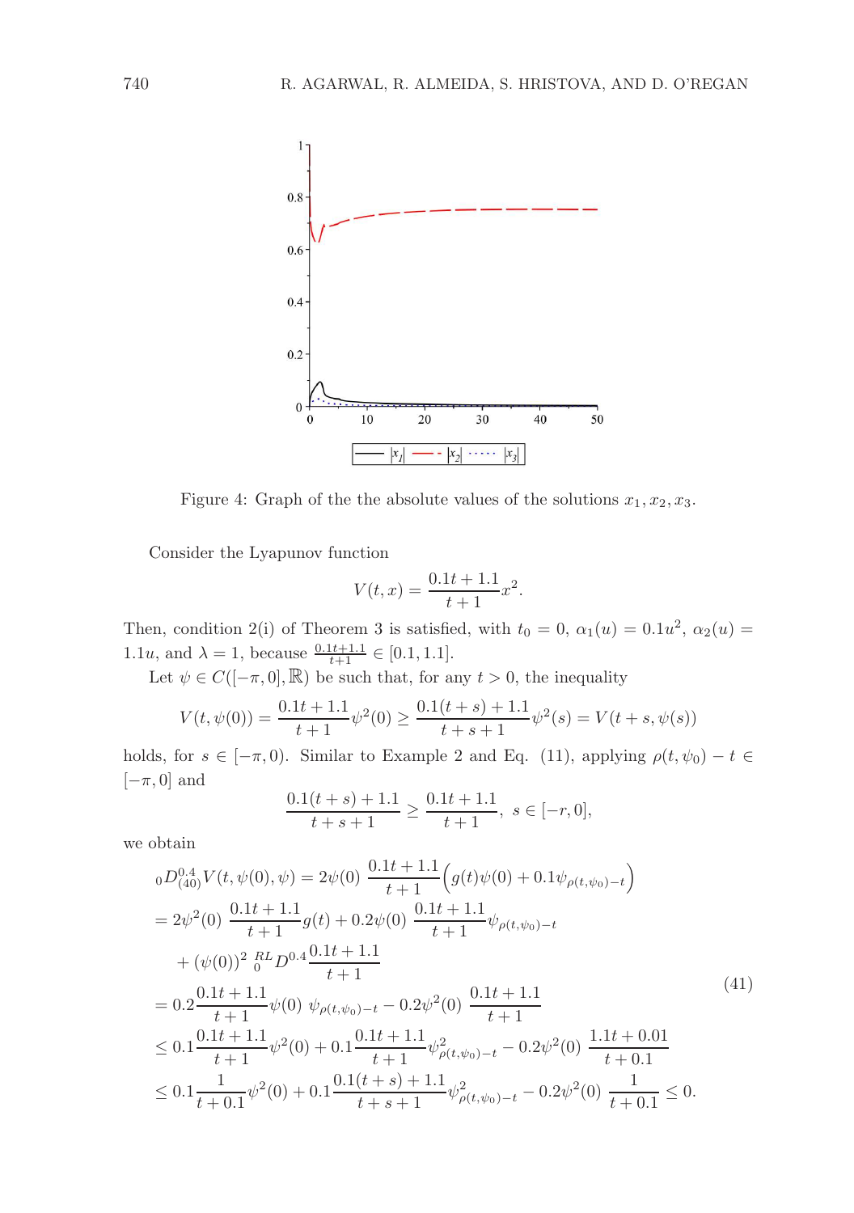Figure 4: Graph of the the absolute values of the solutions $x_1, x_2, x_3$.

Consider the Lyapunov function

$$V(t,x) = \frac{0.1t+1.1}{t+1}x^2.$$

Then, condition 2(i) of Theorem 3 is satisfied, with $t_0 = 0$, $\alpha_1(u) = 0.1u^2$, $\alpha_2(u) = 1.1u$, and $\lambda = 1$, because $\frac{0.1t+1.1}{t+1} \in [0.1, 1.1]$.

Let $\psi \in C([-\pi, 0], \mathbb{R})$ be such that, for any $t > 0$, the inequality

$$V(t,\psi(0)) = \frac{0.1t+1.1}{t+1}\psi^2(0) \geq \frac{0.1(t+s)+1.1}{t+s+1}\psi^2(s) = V(t+s,\psi(s))$$

holds, for $s \in [-\pi, 0)$. Similar to Example 2 and Eq. (11), applying $\rho(t,\psi_0) - t \in [-\pi, 0]$ and

$$\frac{0.1(t+s)+1.1}{t+s+1} \geq \frac{0.1t+1.1}{t+1}, \ s \in [-r, 0],$$

we obtain

$$\begin{aligned}
{}_0D^{0.4}_{(40)}V(t,\psi(0),\psi) &= 2\psi(0)\ \frac{0.1t+1.1}{t+1}\Big(g(t)\psi(0) + 0.1\psi_{\rho(t,\psi_0)-t}\Big) \\
&= 2\psi^2(0)\ \frac{0.1t+1.1}{t+1}g(t) + 0.2\psi(0)\ \frac{0.1t+1.1}{t+1}\psi_{\rho(t,\psi_0)-t} \\
&\quad + (\psi(0))^2\ {}^{RL}_{\ 0}D^{0.4}\frac{0.1t+1.1}{t+1} \\
&= 0.2\frac{0.1t+1.1}{t+1}\psi(0)\ \psi_{\rho(t,\psi_0)-t} - 0.2\psi^2(0)\ \frac{0.1t+1.1}{t+1} \\
&\leq 0.1\frac{0.1t+1.1}{t+1}\psi^2(0) + 0.1\frac{0.1t+1.1}{t+1}\psi^2_{\rho(t,\psi_0)-t} - 0.2\psi^2(0)\ \frac{1.1t+0.01}{t+0.1} \\
&\leq 0.1\frac{1}{t+0.1}\psi^2(0) + 0.1\frac{0.1(t+s)+1.1}{t+s+1}\psi^2_{\rho(t,\psi_0)-t} - 0.2\psi^2(0)\ \frac{1}{t+0.1} \leq 0.
\end{aligned} \tag{41}$$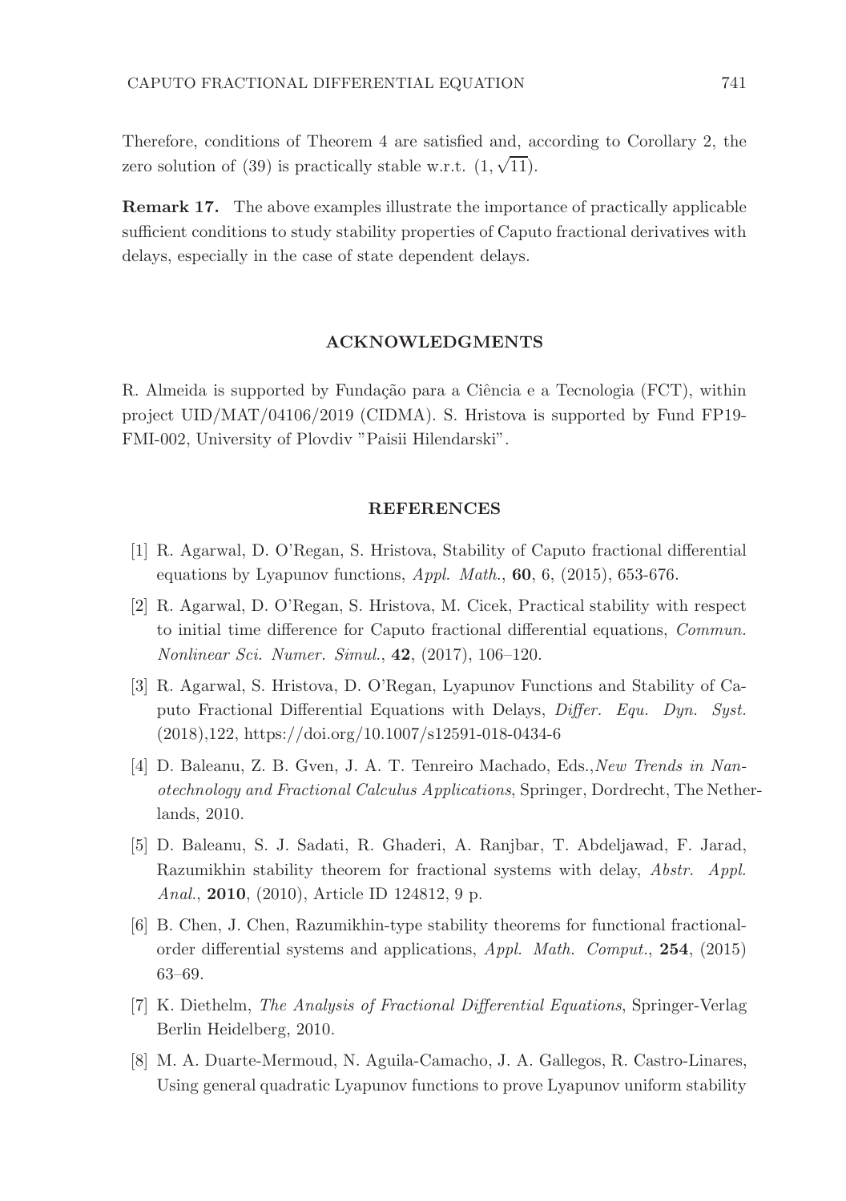Therefore, conditions of Theorem 4 are satisfied and, according to Corollary 2, the zero solution of (39) is practically stable w.r.t. $(1, \sqrt{11})$.

**Remark 17.** The above examples illustrate the importance of practically applicable sufficient conditions to study stability properties of Caputo fractional derivatives with delays, especially in the case of state dependent delays.

## ACKNOWLEDGMENTS

R. Almeida is supported by Fundação para a Ciência e a Tecnologia (FCT), within project UID/MAT/04106/2019 (CIDMA). S. Hristova is supported by Fund FP19-FMI-002, University of Plovdiv "Paisii Hilendarski".

## REFERENCES

[1] R. Agarwal, D. O'Regan, S. Hristova, Stability of Caputo fractional differential equations by Lyapunov functions, *Appl. Math.*, **60**, 6, (2015), 653-676.

[2] R. Agarwal, D. O'Regan, S. Hristova, M. Cicek, Practical stability with respect to initial time difference for Caputo fractional differential equations, *Commun. Nonlinear Sci. Numer. Simul.*, **42**, (2017), 106–120.

[3] R. Agarwal, S. Hristova, D. O'Regan, Lyapunov Functions and Stability of Caputo Fractional Differential Equations with Delays, *Differ. Equ. Dyn. Syst.* (2018),122, https://doi.org/10.1007/s12591-018-0434-6

[4] D. Baleanu, Z. B. Gven, J. A. T. Tenreiro Machado, Eds.,*New Trends in Nanotechnology and Fractional Calculus Applications*, Springer, Dordrecht, The Netherlands, 2010.

[5] D. Baleanu, S. J. Sadati, R. Ghaderi, A. Ranjbar, T. Abdeljawad, F. Jarad, Razumikhin stability theorem for fractional systems with delay, *Abstr. Appl. Anal.*, **2010**, (2010), Article ID 124812, 9 p.

[6] B. Chen, J. Chen, Razumikhin-type stability theorems for functional fractional-order differential systems and applications, *Appl. Math. Comput.*, **254**, (2015) 63–69.

[7] K. Diethelm, *The Analysis of Fractional Differential Equations*, Springer-Verlag Berlin Heidelberg, 2010.

[8] M. A. Duarte-Mermoud, N. Aguila-Camacho, J. A. Gallegos, R. Castro-Linares, Using general quadratic Lyapunov functions to prove Lyapunov uniform stability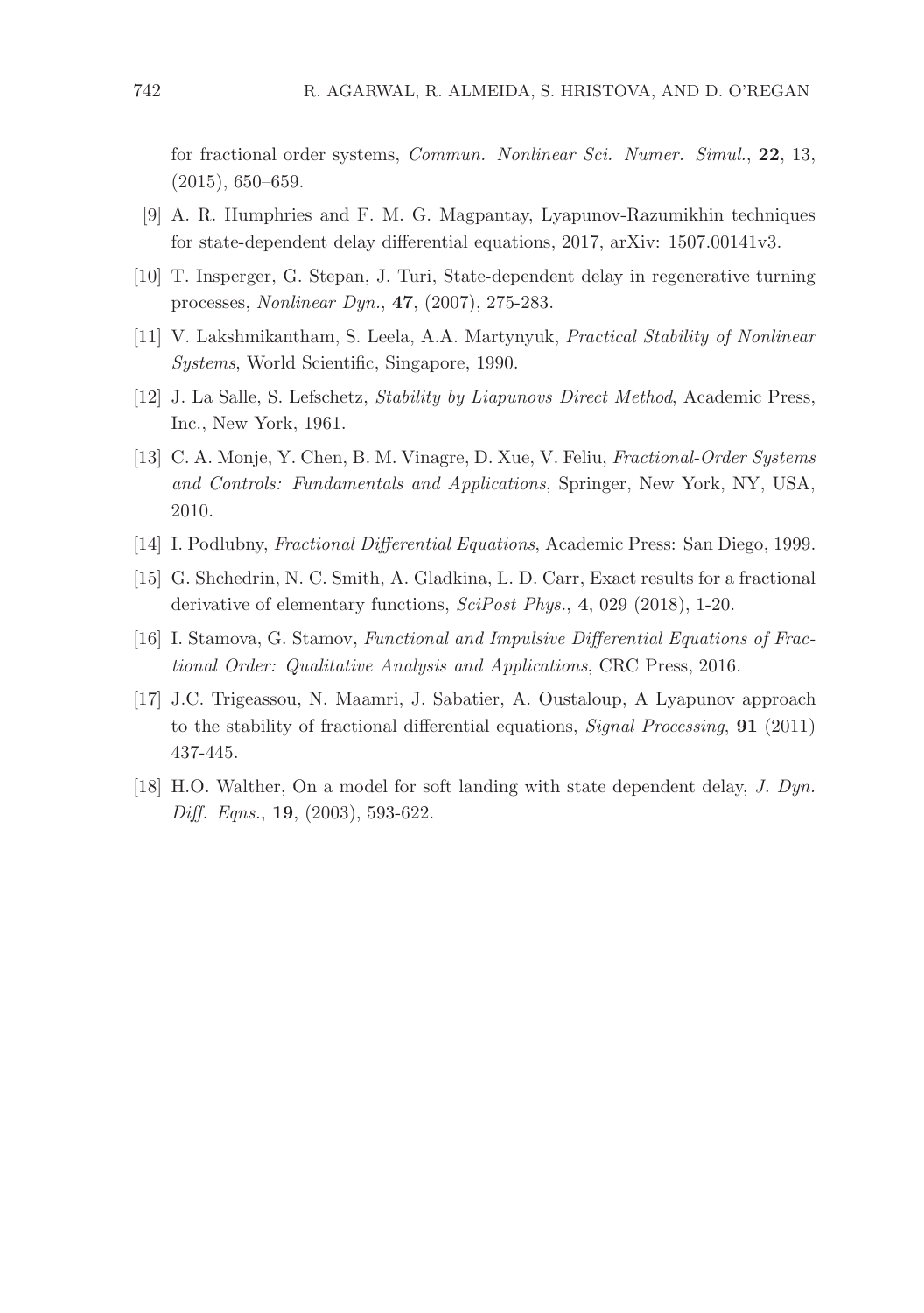for fractional order systems, *Commun. Nonlinear Sci. Numer. Simul.*, **22**, 13, (2015), 650–659.

[9] A. R. Humphries and F. M. G. Magpantay, Lyapunov-Razumikhin techniques for state-dependent delay differential equations, 2017, arXiv: 1507.00141v3.

[10] T. Insperger, G. Stepan, J. Turi, State-dependent delay in regenerative turning processes, *Nonlinear Dyn.*, **47**, (2007), 275-283.

[11] V. Lakshmikantham, S. Leela, A.A. Martynyuk, *Practical Stability of Nonlinear Systems*, World Scientific, Singapore, 1990.

[12] J. La Salle, S. Lefschetz, *Stability by Liapunovs Direct Method*, Academic Press, Inc., New York, 1961.

[13] C. A. Monje, Y. Chen, B. M. Vinagre, D. Xue, V. Feliu, *Fractional-Order Systems and Controls: Fundamentals and Applications*, Springer, New York, NY, USA, 2010.

[14] I. Podlubny, *Fractional Differential Equations*, Academic Press: San Diego, 1999.

[15] G. Shchedrin, N. C. Smith, A. Gladkina, L. D. Carr, Exact results for a fractional derivative of elementary functions, *SciPost Phys.*, **4**, 029 (2018), 1-20.

[16] I. Stamova, G. Stamov, *Functional and Impulsive Differential Equations of Fractional Order: Qualitative Analysis and Applications*, CRC Press, 2016.

[17] J.C. Trigeassou, N. Maamri, J. Sabatier, A. Oustaloup, A Lyapunov approach to the stability of fractional differential equations, *Signal Processing*, **91** (2011) 437-445.

[18] H.O. Walther, On a model for soft landing with state dependent delay, *J. Dyn. Diff. Eqns.*, **19**, (2003), 593-622.